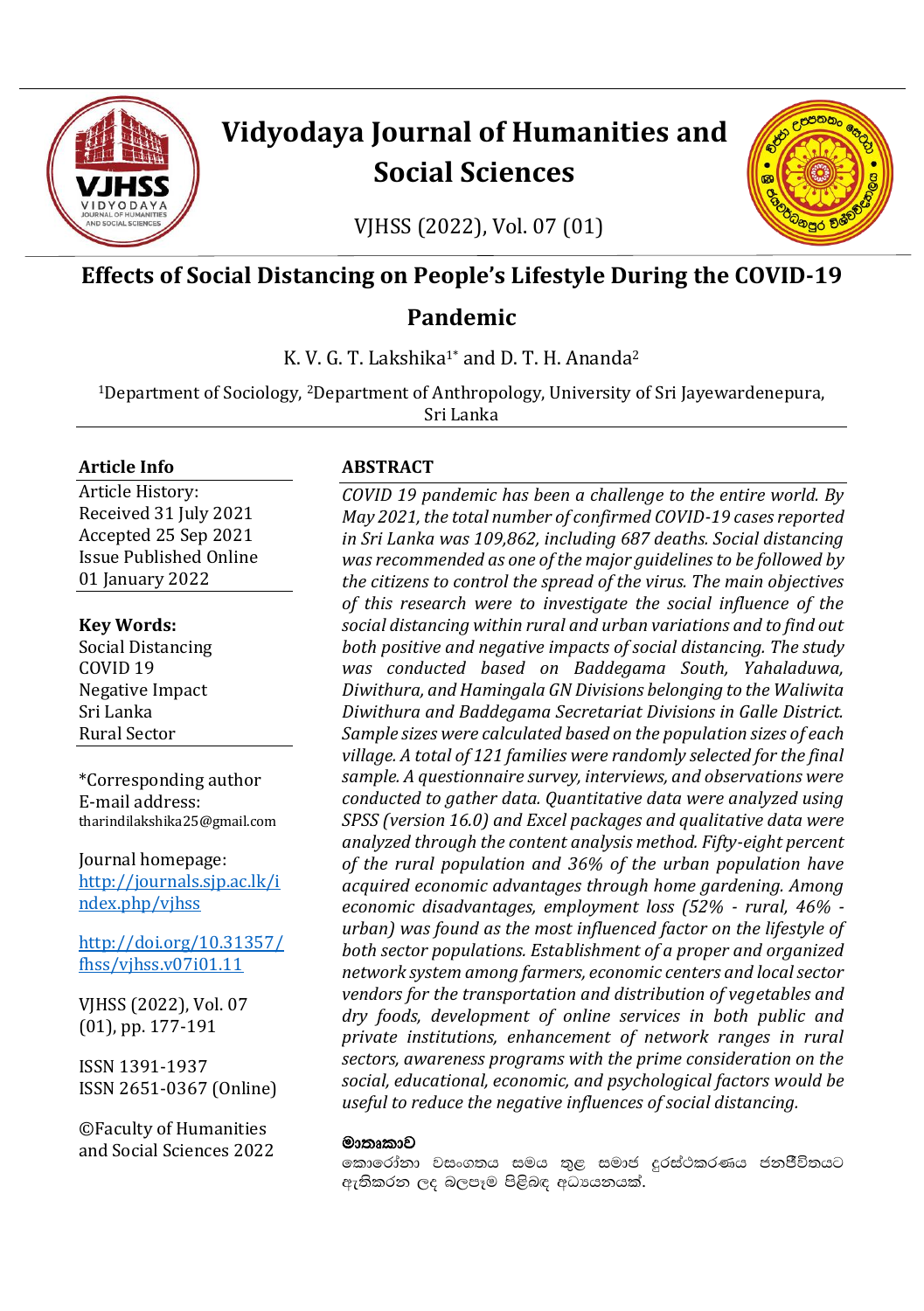# Vidyodaya Journal of Humanities and Social Sciences

VJHSS (2022), Vol. 07 (01)

## Effects of Social Distancing on People's Lifestyle During the COVID-19 Pandemic

K. V. G. T. Lakshika[1*] and D. T. H. Ananda[2]

[1]Department of Sociology, [2]Department of Anthropology, University of Sri Jayewardenepura, Sri Lanka

**Article Info**

Article History:
Received 31 July 2021
Accepted 25 Sep 2021
Issue Published Online 01 January 2022

**Key Words:**
Social Distancing
COVID 19
Negative Impact
Sri Lanka
Rural Sector

*Corresponding author
E-mail address: tharindilakshika25@gmail.com

Journal homepage: [http://journals.sjp.ac.lk/index.php/vjhss](http://journals.sjp.ac.lk/index.php/vjhss)

[http://doi.org/10.31357/fhss/vjhss.v07i01.11](http://doi.org/10.31357/fhss/vjhss.v07i01.11)

VJHSS (2022), Vol. 07 (01), pp. 177-191

ISSN 1391-1937
ISSN 2651-0367 (Online)

©Faculty of Humanities and Social Sciences 2022

### ABSTRACT

*COVID 19 pandemic has been a challenge to the entire world. By May 2021, the total number of confirmed COVID-19 cases reported in Sri Lanka was 109,862, including 687 deaths. Social distancing was recommended as one of the major guidelines to be followed by the citizens to control the spread of the virus. The main objectives of this research were to investigate the social influence of the social distancing within rural and urban variations and to find out both positive and negative impacts of social distancing. The study was conducted based on Baddegama South, Yahaladuwa, Diwithura, and Hamingala GN Divisions belonging to the Waliwita Diwithura and Baddegama Secretariat Divisions in Galle District. Sample sizes were calculated based on the population sizes of each village. A total of 121 families were randomly selected for the final sample. A questionnaire survey, interviews, and observations were conducted to gather data. Quantitative data were analyzed using SPSS (version 16.0) and Excel packages and qualitative data were analyzed through the content analysis method. Fifty-eight percent of the rural population and 36% of the urban population have acquired economic advantages through home gardening. Among economic disadvantages, employment loss (52% - rural, 46% - urban) was found as the most influenced factor on the lifestyle of both sector populations. Establishment of a proper and organized network system among farmers, economic centers and local sector vendors for the transportation and distribution of vegetables and dry foods, development of online services in both public and private institutions, enhancement of network ranges in rural sectors, awareness programs with the prime consideration on the social, educational, economic, and psychological factors would be useful to reduce the negative influences of social distancing.*

**මාතෘකාව**

කොරෝනා වසංගතය සමය තුළ සමාජ දුරස්ථකරණය ජනජීවිතයට ඇතිකරන ලද බලපෑම පිළිබඳ අධ්‍යයනයක්.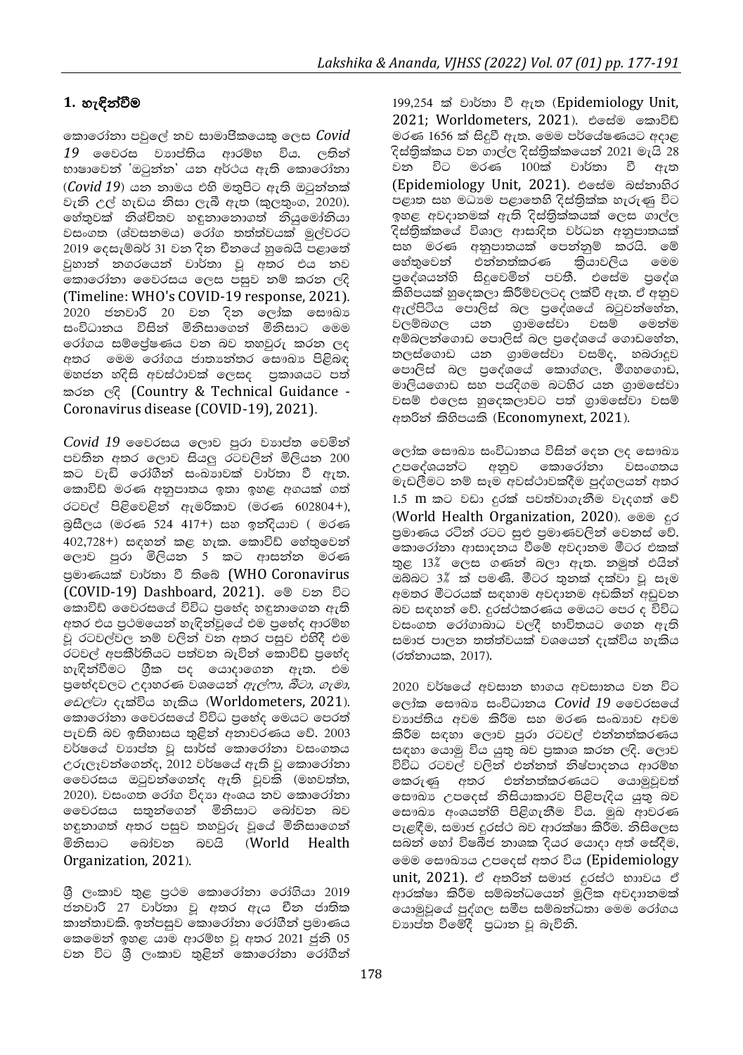## 1. හැඳින්වීම

කොරෝනා පවුලේ නව සාමාජිකයෙකු ලෙස *Covid 19* වෛරස ව්‍යාප්තිය ආරම්භ විය. ලතින් භාෂාවෙන් 'ඔටුන්න' යන අර්ථය ඇති කොරෝනා (*Covid 19*) යන නාමය එහි මතුපිට ඇති ඔටුන්නක් වැනි උල් හැඩය නිසා ලැබී ඇත (කුලතුංග, 2020). හේතුවක් නිශ්චිතව හඳුනානොගත් නියුමෝනියා වසංගත (ශ්වසනමය) රෝග තත්ත්වයක් මුල්වරට 2019 දෙසැම්බර් 31 වන දින චීනයේ හුබෙයි පළාතේ වුහාන් නගරයෙන් වාර්තා වූ අතර එය නව කොරෝනා වෛරසය ලෙස පසුව නම් කරන ලදි (Timeline: WHO's COVID-19 response, 2021). 2020 ජනවාරි 20 වන දින ලෝක සෞඛ්‍ය සංවිධානය විසින් මිනිසාගෙන් මිනිසාට මෙම රෝගය සම්ප්‍රේෂණය වන බව තහවුරු කරන ලද අතර මෙම රෝගය ජාත්‍යන්තර සෞඛ්‍ය පිළිබඳ මහජන හදිසි අවස්ථාවක් ලෙසද ප්‍රකාශයට පත් කරන ලදි (Country & Technical Guidance - Coronavirus disease (COVID-19), 2021).

*Covid 19* වෛරසය ලොව පුරා ව්‍යාප්ත වෙමින් පවතින අතර ලොව සියලු රටවලින් මිලියන 200 කට වැඩි රෝගීන් සංඛ්‍යාවක් වාර්තා වී ඇත. කොවිඩ් මරණ අනුපාතය ඉතා ඉහළ අගයක් ගත් රටවල් පිළිවෙළින් ඇමරිකාව (මරණ 602804+), බ්‍රසීලය (මරණ 524 417+) සහ ඉන්දියාව ( මරණ 402,728+) සඳහන් කළ හැක. කොවිඩ් හේතුවෙන් ලොව පුරා මිලියන 5 කට ආසන්න මරණ ප්‍රමාණයක් වාර්තා වී තිබේ (WHO Coronavirus (COVID-19) Dashboard, 2021). මේ වන විට කොවිඩ් වෛරසයේ විවිධ ප්‍රභේද හඳුනාගෙන ඇති අතර එය ප්‍රථමයෙන් හැඳින්වූයේ එම ප්‍රභේද ආරම්භ වූ රටවල්වල නම් වලින් වන අතර පසුව එහිදී එම රටවල් අපකීර්තියට පත්වන බැවින් කොවිඩ් ප්‍රභේද හැඳින්වීමට ග්‍රීක පද යොදාගෙන ඇත. එම ප්‍රභේදවලට උදාහරණ වශයෙන් *ඇල්ෆා, බීටා, ගැමා, ඩෙල්ටා* දැක්විය හැකිය (Worldometers, 2021). කොරෝනා වෛරසයේ විවිධ ප්‍රභේද මෙයට පෙරත් පැවති බව ඉතිහාසය තුළින් අනාවරණය වේ. 2003 වර්ෂයේ ව්‍යාප්ත වූ සාර්ස් කොරෝනා වසංගතය උරුලෑවන්ගෙන්ද, 2012 වර්ෂයේ ඇති වූ කොරෝනා වෛරසය ඔටුවන්ගෙන්ද ඇති වූවකි (මහවත්ත, 2020). වසංගත රෝග විද්‍යා අංශය නව කොරෝනා වෛරසය සතුන්ගෙන් මිනිසාට බෝවන බව හඳුනාගත් අතර පසුව තහවුරු වූයේ මිනිසාගෙන් මිනිසාට බෝවන බවයි (World Health Organization, 2021).

ශ්‍රී ලංකාව තුළ ප්‍රථම කොරෝනා රෝගියා 2019 ජනවාරි 27 වාර්තා වූ අතර ඇය චීන ජාතික කාන්තාවකි. ඉන්පසුව කොරෝනා රෝගීන් ප්‍රමාණය කෙමෙන් ඉහළ යාම ආරම්භ වූ අතර 2021 ජූනි 05 වන විට ශ්‍රී ලංකාව තුළින් කොරෝනා රෝගීන් 199,254 ක් වාර්තා වී ඇත (Epidemiology Unit, 2021; Worldometers, 2021). එසේම කොවිඩ් මරණ 1656 ක් සිදුවී ඇත. මෙම පර්යේෂණයට අදාළ දිස්ත්‍රික්කය වන ගාල්ල දිස්ත්‍රික්කයෙන් 2021 මැයි 28 වන විට මරණ 100ක් වාර්තා වී ඇත (Epidemiology Unit, 2021). එසේම බස්නාහිර පළාත සහ මධ්‍යම පළාතෙහි දිස්ත්‍රික්ක හැරුණු විට ඉහළ අවදානමක් ඇති දිස්ත්‍රික්කයක් ලෙස ගාල්ල දිස්ත්‍රික්කයේ විශාල ආසාදිත වර්ධන අනුපාතයක් සහ මරණ අනුපාතයක් පෙන්නුම් කරයි. මේ හේතුවෙන් එන්නත්කරණ ක්‍රියාවලිය මෙම ප්‍රදේශයන්හි සිදුවෙමින් පවතී. එසේම ප්‍රදේශ කිහිපයක් හුදෙකලා කිරීම්වලටද ලක්වී ඇත. ඒ අනුව ඇල්පිටිය පොලිස් බල ප්‍රදේශයේ බටුවන්ගොඩ, වලම්බගල යන ග්‍රාමසේවා වසම් මෙන්ම අම්බලන්ගොඩ පොලිස් බල ප්‍රදේශයේ ගොඩගේන, තලස්ගොඩ යන ග්‍රාමසේවා වසම්ද, හබරාදූව පොලිස් බල ප්‍රදේශයේ කොග්ගල, මීගහගොඩ, මාලියගොඩ සහ පයිදිගම බටහිර යන ග්‍රාමසේවා වසම් එලෙස හුදෙකලාවට පත් ග්‍රාමසේවා වසම් අතරින් කිහිපයකි (Economynext, 2021).

ලෝක සෞඛ්‍ය සංවිධානය විසින් දෙන ලද සෞඛ්‍ය උපදේශයන්ට අනුව කොරෝනා වසංගතය මැඩලීමට නම් සෑම අවස්ථාවකදීම පුද්ගලයන් අතර 1.5 m කට වඩා දුරක් පවත්වාගැනීම වැදගත් වේ (World Health Organization, 2020). මෙම දුර ප්‍රමාණය රටින් රටට සුළු ප්‍රමාණවලින් වෙනස් වේ. කොරෝනා ආසාදනය වීමේ අවදානම මීටර එකක් තුළ 13% ලෙස ගණන් බලා ඇත. නමුත් එයින් ඔබ්බට 3% ක් පමණි. මීටර තුනක් දක්වා වූ සෑම අමතර මීටරයක් සඳහාම අවදානම අඩකින් අඩුවන බව සඳහන් වේ. දුරස්ථකරණය මෙයට පෙර ද විවිධ වසංගත රෝගාබාධ වලදී භාවිතයට ගෙන ඇති සමාජ පාලන තත්ත්වයක් වශයෙන් දැක්විය හැකිය (රත්නායක, 2017).

2020 වර්ෂයේ අවසාන භාගය අවසානය වන විට ලෝක සෞඛ්‍ය සංවිධානය *Covid 19* වෛරසයේ ව්‍යාප්තිය අවම කිරීම සහ මරණ සංඛ්‍යාව අවම කිරීම සඳහා ලොව පුරා රටවල් එන්නත්කරණ සඳහා යොමු විය යුතු බව ප්‍රකාශ කරන ලදි. ලොව විවිධ රටවල් වලින් එන්නත් නිෂ්පාදනය ආරම්භ කෙරුණු අතර එන්නත්කරණයට යොමුවූවත් සෞඛ්‍ය උපදෙස් නිසියාකාරව පිළිපැදිය යුතු බව සෞඛ්‍ය අංශයන්හි පිළිගැනීම විය. මුඛ ආවරණ පැළඳීම, සමාජ දුරස්ථ බව ආරක්ෂා කිරීම. නිසිලෙස සබන් හෝ විෂබීජ නාශක දියර යොදා අත් සේදීම, මෙම සෞඛ්‍යය උපදෙස් අතර විය (Epidemiology unit, 2021). ඒ අතරින් සමාජ දුරස්ථ භාවය ඒ ආරක්ෂා කිරීම සම්බන්ධයෙන් මූලික අවදානමක් යොමුවූයේ පුද්ගල සමීප සම්බන්ධතා මෙම රෝගය ව්‍යාප්ත වීමේදී ප්‍රධාන වූ බැවිනි.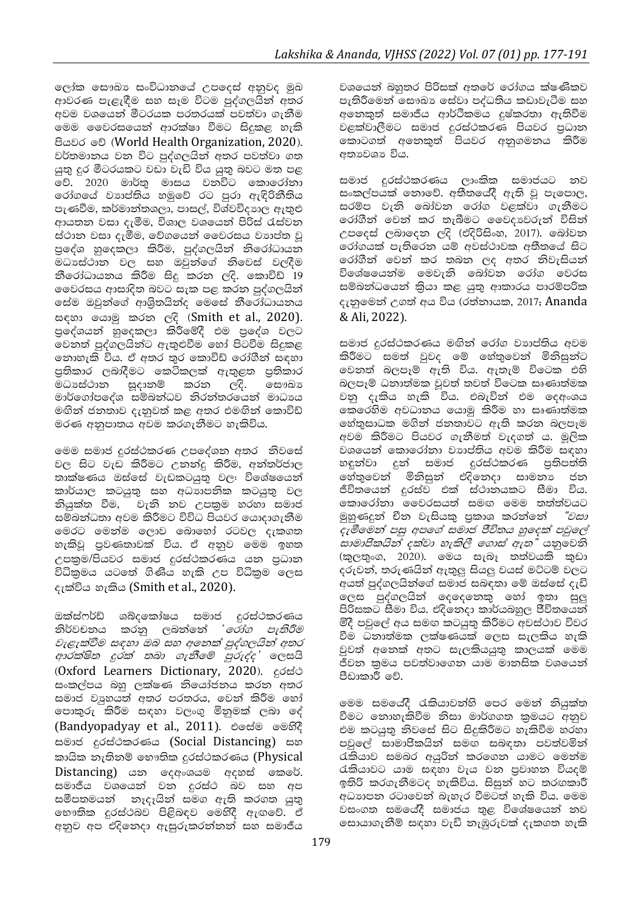ලෝක සෞඛ්‍ය සංවිධානයේ උපදෙස් අනුවද මුඛ ආවරණ පැළඳීම සහ සෑම විටම පුද්ගලයින් අතර අවම වශයෙන් මීටරයක පරතරයක් පවත්වා ගැනීම මෙම වෛරසයෙන් ආරක්ෂා වීමට සිදුකළ හැකි පියවර වේ (World Health Organization, 2020). වර්තමානය වන විට පුද්ගලයින් අතර පවත්වා ගත යුතු දුර මීටරයකට වඩා වැඩි විය යුතු බවට මත පළ වේ. 2020 මාර්තු මාසය වනවිට කොරෝනා රෝගයේ ව්‍යාප්තිය හමුවේ රට පුරා ඇඳිරිනීතිය පැණවීම, කර්මාන්තශාලා, පාසල්, විශ්වවිද්‍යාල ඇතුළු ආයතන වසා දැමීම, විශාල වශයෙන් පිරිස් රැස්වන ස්ථාන වසා දැමීම, වේගයෙන් වෛරසය ව්‍යාප්ත වූ ප්‍රදේශ හුදෙකලා කිරීම, පුද්ගලයින් නිරෝධායන මධ්‍යස්ථාන වල සහ ඔවුන්ගේ නිවෙස් වලදීම නිරෝධායනය කිරීම සිදු කරන ලදි. කොවිඩ් 19 වෛරසය ආසාදිත බවට සැක පළ කරන පුද්ගලයින් සේම ඔවුන්ගේ ආශ්‍රිතයින්ද මෙසේ නිරෝධායනය සඳහා යොමු කරන ලදි (Smith et al., 2020). ප්‍රදේශයන් හුදෙකලා කිරීමේදී එම ප්‍රදේශ වලට වෙනත් පුද්ගලයින්ට ඇතුළුවීම හෝ පිටවීම සිදුකළ නොහැකි විය. ඒ අතර තුර කොවිඩ් රෝගීන් සඳහා ප්‍රතිකාර ලබාදීමට කෙටිකලක් ඇතුළත ප්‍රතිකාර මධ්‍යස්ථාන සූදානම් කරන ලදි. සෞඛ්‍ය මාර්ගෝපදේශ සම්බන්ධව නිරන්තරයෙන් මාධ්‍යය මඟින් ජනතාව දැනුවත් කළ අතර එමඟින් කොවිඩ් මරණ අනුපාතය අවම කරගැනීමට හැකිවිය.

මෙම සමාජ දුරස්ථකරණ උපදේශන අතර නිවසේ වල සිට වැඩ කිරීමට උනන්දු කිරීම, අන්තර්ජාල තාක්ෂණය ඔස්සේ වැඩකටයුතු වල; විශේෂයෙන් කාර්යාල කටයුතු සහ අධ්‍යාපනික කටයුතු වල නියුක්ත වීම, වැනි නව උපක්‍රම හරහා සමාජ සම්බන්ධතා අවම කිරීමට විවිධ පියවර යොදාගැනීම මෙරට මෙන්ම ලොව බොහෝ රටවල දැකගත හැකිවූ ප්‍රවණතාවක් විය. ඒ අනුව මෙම ඉහත උපක්‍රම/පියවර සමාජ දුරස්ථකරණය යන ප්‍රධාන විධික්‍රමය යටතේ ගිණිය හැකි උප විධික්‍රම ලෙස දැක්විය හැකිය (Smith et al., 2020).

ඔක්ස්ෆර්ඩ් ශබ්දකෝෂය සමාජ දුරස්ථකරණය නිර්වචනය කරනු ලබන්නේ *'රෝග පැතිරීම වැළැක්වීම සඳහා ඔබ සහ අනෙක් පුද්ගලයින් අතර ආරක්ෂිත දුරක් තබා ගැනීමේ පුරුද්ද'* ලෙසයි (Oxford Learners Dictionary, 2020). දුරස්ථ සංකල්පය බහු ලක්ෂණ නියෝජනය කරන අතර සමාජ ව්‍යුහයන් අතර පරතරය, වෙන් කිරීම හෝ පොකුරු කිරීම සඳහා වලංගු මිනුමක් ලබා දේ (Bandyopadyay et al., 2011). එසේම මෙහිදී සමාජ දුරස්ථකරණය (Social Distancing) සහ කායික නැතිනම් භෞතික දුරස්ථකරණය (Physical Distancing) යන දෙඅංශයම අදහස් කෙරේ. සමාජීය වශයෙන් වන දුරස්ථ බව සහ අප සමීපතමයන් නෑදෑයින් සමග ඇති කරගත යුතු භෞතික දුරස්ථබව පිළිබඳව මෙහිදී ඇඟවේ. ඒ අනුව අප එදිනෙදා ඇසුරුකරන්නන් සහ සමාජීය වශයෙන් බහුතර පිරිසක් අතරේ රෝගය ක්ෂණිකව පැතිරීමෙන් සෞඛ්‍ය සේවා පද්ධතිය කඩාවැටීම සහ අනෙකුත් සමාජීය ආර්ථිකමය දුෂ්කරතා ඇතිවීම වළක්වාලීමට සමාජ දුරස්ථකරණ පියවර ප්‍රධාන කොටගත් අනෙකුත් පියවර අනුගමනය කිරීම අත්‍යාවශ්‍ය විය.

සමාජ දුරස්ථකරණය ලාංකික සමාජයට නව සංකල්පයක් නොවේ. අතීතයේදී ඇති වූ පැපොල, සරම්ප වැනි බෝවන රෝග වළක්වා ගැනීමට රෝගීන් වෙන් කර තැබීමට වෛද්‍යවරුන් විසින් උපදෙස් ලබාදෙන ලදි (එදිරිසිංහ, 2017). බෝවන රෝගයක් පැතිරෙන යම් අවස්ථාවක අතීතයේ සිට රෝගීන් වෙන් කර තබන ලද අතර නිවැසියන් විශේෂයෙන්ම මෙවැනි බෝවන රෝග වෙරස සම්බන්ධයෙන් ක්‍රියා කළ යුතු ආකාරය පාරම්පරික දැනුමෙන් උගත් අය විය (රත්නායක, 2017; Ananda & Ali, 2022).

සමාජ දුරස්ථකරණය මඟින් රෝග ව්‍යාප්තිය අවම කිරීමට සමත් වුවද මේ හේතුවෙන් මිනිසුන්ට වෙනත් බලපෑම් ඇති විය. ඇතැම් විටෙක එහි බලපෑම් ධනාත්මක වුවත් තවත් විටෙක සෘණාත්මක වනු දැකිය හැකි විය. එබැවින් එම දෙඅංශය කෙරෙහිම අවධානය යොමු කිරීම හා සෘණාත්මක හේතුසාධක මඟින් ජනතාවට ඇති කරන බලපෑම අවම කිරීමට පියවර ගැනීමත් වැදගත් ය. මූලික වශයෙන් කොරෝනා ව්‍යාප්තිය අවම කිරීම සඳහා හඳුන්වා දුන් සමාජ දුරස්ථකරණ ප්‍රතිපත්ති හේතුවෙන් මිනිසුන් එදිනෙදා සාමාන්‍ය ජන ජීවිතයෙන් දුරස්ව එක් ස්ථානයකට සීමා විය. කොරෝනා වෛරසයත් සමඟ මෙම තත්ත්වයට මුහුණදුන් චීන වැසියකු ප්‍රකාශ කරන්නේ *"වසා දැමීමෙන් පසු අපගේ සමාජ ජීවිතය හුදෙක් පවුලේ සාමාජිකයින් දක්වා හැකිලී ගොස් ඇත"* යනුවෙනි (කුලතුංග, 2020). මෙය සැබෑ තත්වයකි කුඩා දරුවන්, තරුණයින් ඇතුලු සියලු වයස් මට්ටම් වලට අයත් පුද්ගලයින්ගේ සමාජ සබඳතා මේ ඔස්සේ දැඩි ලෙස පුද්ගලයින් දෙදෙනෙකු හෝ ඉතා සුලු පිරිසකට සීමා විය. එදිනෙදා කාර්යබහුල ජීවිතයෙන් මිදී පවුලේ අය සමඟ කටයුතු කිරීමට අවස්ථාව විවර වීම ධනාත්මක ලක්ෂණයක් ලෙස සැලකිය හැකි වුවත් අනෙක් අතට සැලකියයුතු කාලයක් මෙම ජීවන ක්‍රමය පවත්වාගෙන යාම මානසික වශයෙන් පීඩාකාරී වේ.

මෙම සමයේදී රැකියාවන්හි පෙර මෙන් නියුක්ත වීමට නොහැකිවීම නිසා මාර්ගගත ක්‍රමයට අනුව එම කටයුතු නිවසේ සිට සිදුකිරීමට හැකිවීම හරහා පවුලේ සාමාජිකයින් සමඟ සබඳතා පවත්වමින් රැකියාව සමබර අයුරින් කරගෙන යාමට මෙන්ම රැකියාවට යාම සඳහා වැය වන ප්‍රවාහන වියදම් ඉතිරි කරගැනීමටද හැකිවිය. සිසුන් හට තරඟකාරී අධ්‍යාපන රටාවෙන් බැහැර වීමටත් හැකි විය. මෙම වසංගත සමයේදී සමාජය තුළ විශේෂයෙන් නව සොයාගැනීම් සඳහා වැඩි නැඹුරුවක් දැකගත හැකි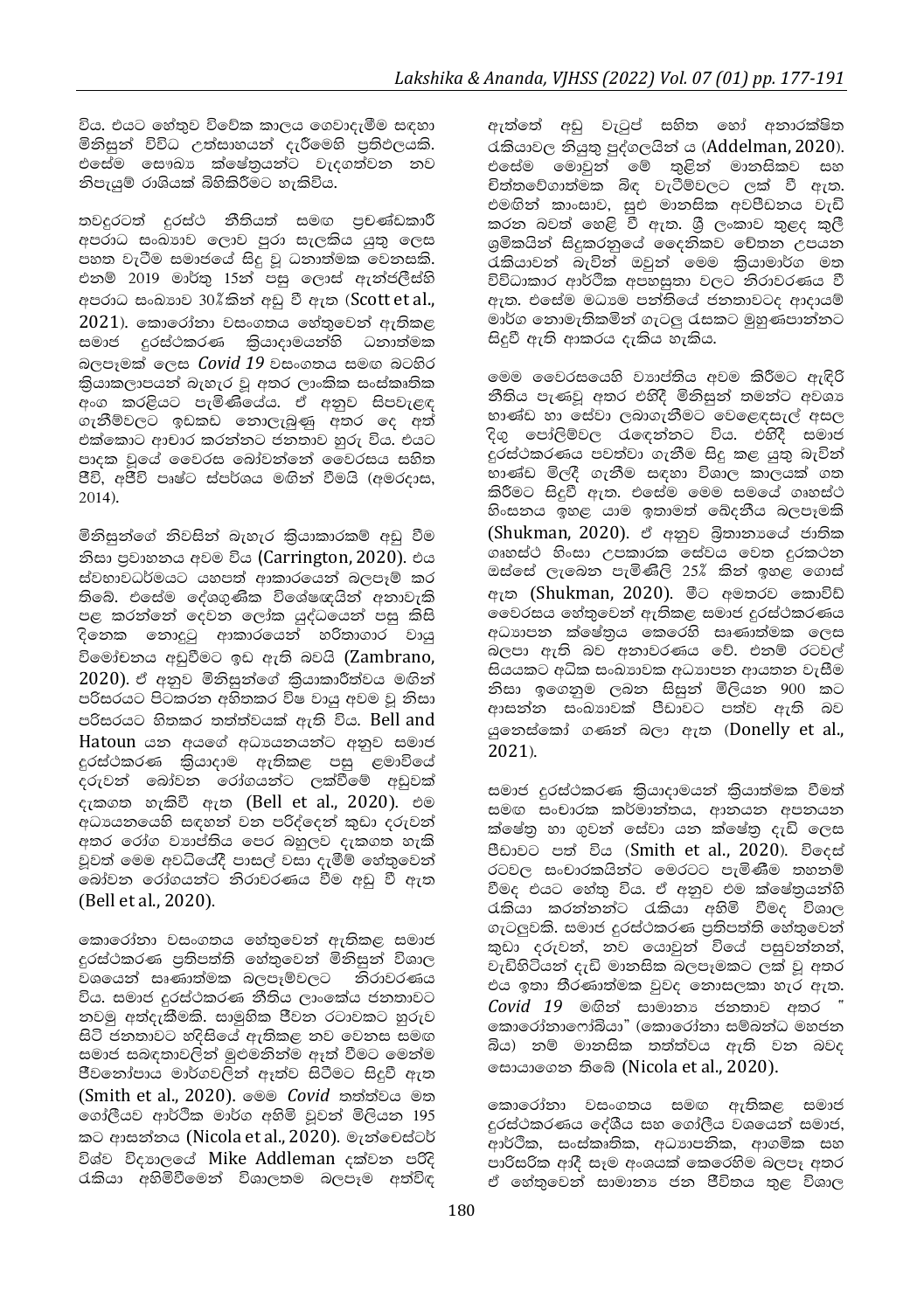විය. එයට හේතුව විවේක කාලය ගෙවාදැමීම සඳහා මිනිසුන් විවිධ උත්සාහයන් දැරීමෙහි ප්‍රතිඵලයකි. එසේම සෞඛ්‍ය ක්ෂේත්‍රයන්ට වැදගත්වන නව නිපැයුම් රාශියක් බිහිකිරීමට හැකිවිය.

තවදුරටත් දුරස්ථ නීතියත් සමඟ ප්‍රචණ්ඩකාරී අපරාධ සංඛ්‍යාව ලොව පුරා සැලකිය යුතු ලෙස පහත වැටීම සමාජයේ සිදු වූ ධනාත්මක වෙනසකි. එනම් 2019 මාර්තු 15න් පසු ලොස් ඇන්ජලීස්හි අපරාධ සංඛ්‍යාව 30% කින් අඩු වී ඇත (Scott et al., 2021). කොරෝනා වසංගතය හේතුවෙන් ඇතිකළ සමාජ දුරස්ථකරණ ක්‍රියාදාමයන්හි ධනාත්මක බලපෑමක් ලෙස *Covid 19* වසංගතය සමඟ බටහිර ක්‍රියාකලාපයන් බැහැර වූ අතර ලාංකික සංස්කෘතික අංග කරළියට පැමිණියේය. ඒ අනුව සිපවැළඳ ගැනීම්වලට ඉඩකඩ නොලැබුණු අතර දෙ අත් එක්කොට ආචාර කරන්නට ජනතාව හුරු විය. එයට පාදක වූයේ වෛරස බෝවන්නේ වෛරසය සහිත ජීවී, අජීවී පෘෂ්ට ස්පර්ශය මඟින් වීමයි (අමරදාස, 2014).

මිනිසුන්ගේ නිවසින් බැහැර ක්‍රියාකාරකම් අඩු වීම නිසා ප්‍රවාහනය අවම විය (Carrington, 2020). එය ස්වභාවධර්මයට යහපත් ආකාරයෙන් බලපෑම් කර තිබේ. එසේම දේශගුණික විශේෂඥයින් අනාවැකි පළ කරන්නේ දෙවන ලෝක යුද්ධයෙන් පසු කිසි දිනෙක නොවූ ආකාරයෙන් හරිතාගාර වායු විමෝචනය අඩුවීමට ඉඩ ඇති බවයි (Zambrano, 2020). ඒ අනුව මිනිසුන්ගේ ක්‍රියාකාරීත්වය මඟින් පරිසරයට පිටකරන අහිතකර විෂ වායු අවම වූ නිසා පරිසරයට හිතකර තත්ත්වයක් ඇති විය. Bell and Hatoun යන අයගේ අධ්‍යයනයන්ට අනුව සමාජ දුරස්ථකරණ ක්‍රියාදාම ඇතිකළ පසු ළමාවියේ දරුවන් බෝවන රෝගයන්ට ලක්වීමේ අඩුවක් දැකගත හැකිවී ඇත (Bell et al., 2020). එම අධ්‍යයනයෙහි සඳහන් වන පරිද්දෙන් කුඩා දරුවන් අතර රෝග ව්‍යාප්තිය පෙර බහුලව දැකගත හැකි වූවත් මෙම අවධියේදී පාසල් වසා දැමීම් හේතුවෙන් බෝවන රෝගයන්ට නිරාවරණය වීම අඩු වී ඇත (Bell et al., 2020).

කොරෝනා වසංගතය හේතුවෙන් ඇතිකළ සමාජ දුරස්ථකරණ ප්‍රතිපත්ති හේතුවෙන් මිනිසුන් විශාල වශයෙන් සෘණාත්මක බලපෑම්වලට නිරාවරණය විය. සමාජ දුරස්ථකරණ නීතිය ලාංකේය ජනතාවට නවමු අත්දැකීමකි. සාමූහික ජීවන රටාවකට හුරුව සිටි ජනතාවට හදිසියේ ඇතිකළ නව වෙනස සමඟ සමාජ සබඳතාවලින් මුළුමනින්ම ඈත් වීමට මෙන්ම ජීවනෝපාය මාර්ගවලින් ඈත්ව සිටීමට සිදුවී ඇත (Smith et al., 2020). මෙම *Covid* තත්ත්වය මත ගෝලීයව ආර්ථික මාර්ග අහිමි වූවන් මිලියන 195 කට ආසන්නය (Nicola et al., 2020). මැන්චෙස්ටර් විශ්ව විද්‍යාලයේ Mike Addleman දක්වන පරිදි රැකියා අහිමිවීමෙන් විශාලතම බලපෑම අත්විඳ ඇත්තේ අඩු වැටුප් සහිත හෝ අනාරක්ෂිත රැකියාවල නියුතු පුද්ගලයින් ය (Addelman, 2020). එසේම මොවුන් මේ තුළින් මානසිකව සහ චිත්තවේගාත්මක බිඳ වැටීම්වලට ලක් වී ඇත. එමගින් කාංසාව, සුළු මානසික අවපීඩනය වැඩි කරන බවත් හෙළි වී ඇත. ශ්‍රී ලංකාව තුළද කුලී ශ්‍රමිකයින් සිදුකරනුයේ දෛනිකව වේතන උපයන රැකියාවන් බැවින් ඔවුන් මෙම ක්‍රියාමාර්ග මත විවිධාකාර ආර්ථික අපහසුතා වලට නිරාවරණය වී ඇත. එසේම මධ්‍යම පන්තියේ ජනතාවටද ආදායම් මාර්ග නොමැතිකමින් ගැටලු රැසකට මුහුණපාන්නට සිදුවී ඇති ආකාරය දැකිය හැකිය.

මෙම වෛරසයෙහි ව්‍යාප්තිය අවම කිරීමට ඇඳිරි නීතිය පැණවූ අතර එහිදී මිනිසුන් තමන්ට අවශ්‍ය භාණ්ඩ හා සේවා ලබාගැනීමට වෙළෙඳසැල් අසල දිගු පෝලිම්වල රැඳෙන්නට විය. එහිදී සමාජ දුරස්ථකරණය පවත්වා ගැනීම සිදු කළ යුතු බැවින් භාණ්ඩ මිලදී ගැනීම සඳහා විශාල කාලයක් ගත කිරීමට සිදුවී ඇත. එසේම මෙම සමයේ ගෘහස්ථ හිංසනය ඉහළ යාම ඉතාමත් ඛේදනීය බලපෑමකි (Shukman, 2020). ඒ අනුව බ්‍රිතාන්‍යයේ ජාතික ගෘහස්ථ හිංසා උපකාරක සේවය වෙත දුරකථන ඔස්සේ ලැබෙන පැමිණිලි 25% කින් ඉහළ ගොස් ඇත (Shukman, 2020). මීට අමතරව කොවිඩ් වෛරසය හේතුවෙන් ඇතිකළ සමාජ දුරස්ථකරණය අධ්‍යාපන ක්ෂේත්‍රය කෙරෙහි සෘණාත්මක ලෙස බලපා ඇති බව අනාවරණය වේ. එනම් රටවල් සියයකට අධික සංඛ්‍යාවක අධ්‍යාපන ආයතන වැසීම නිසා ඉගෙනුම ලබන සිසුන් මිලියන 900 කට ආසන්න සංඛ්‍යාවක් පීඩාවට පත්ව ඇති බව යුනෙස්කෝ ගණන් බලා ඇත (Donelly et al., 2021).

සමාජ දුරස්ථකරණ ක්‍රියාදාමයන් ක්‍රියාත්මක වීමත් සමඟ සංචාරක කර්මාන්තය, ආනයන අපනයන ක්ෂේත්‍ර හා ගුවන් සේවා යන ක්ෂේත්‍ර දැඩි ලෙස පීඩාවට පත් විය (Smith et al., 2020). විදෙස් රටවල සංචාරකයින්ට මෙරටට පැමිණීම තහනම් වීමද එයට හේතු විය. ඒ අනුව එම ක්ෂේත්‍රයන්හි රැකියා කරන්නන්ට රැකියා අහිමි වීමද විශාල ගැටලුවකි. සමාජ දුරස්ථකරණ ප්‍රතිපත්ති හේතුවෙන් කුඩා දරුවන්, නව යොවුන් වියේ පසුවන්නන්, වැඩිහිටියන් දැඩි මානසික බලපෑමකට ලක් වූ අතර එය ඉතා තීරණාත්මක වුවද නොසලකා හැර ඇත. *Covid 19* මඟින් සාමාන්‍ය ජනතාව අතර "කොරෝනාෆෝබියා" (කොරෝනා සම්බන්ධ මහජන බිය) නම් මානසික තත්ත්වය ඇති වන බවද සොයාගෙන තිබේ (Nicola et al., 2020).

කොරෝනා වසංගතය සමඟ ඇතිකළ සමාජ දුරස්ථකරණය දේශීය සහ ගෝලීය වශයෙන් සමාජ, ආර්ථික, සංස්කෘතික, අධ්‍යාපනික, ආගමික සහ පාරිසරික ආදී සෑම අංශයක් කෙරෙහිම බලපෑ අතර ඒ හේතුවෙන් සාමාන්‍ය ජන ජීවිතය තුළ විශාල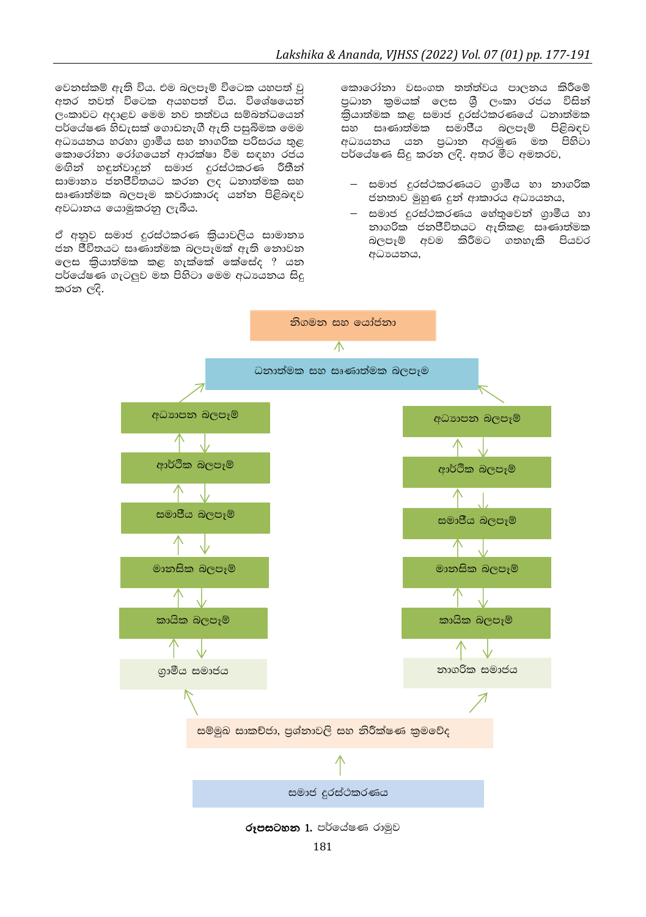වෙනස්කම් ඇති විය. එම බලපෑම් විටෙක යහපත් වු අතර තවත් විටෙක අයහපත් විය. විශේෂයෙන් ලංකාවට අදාළව මෙම නව තත්වය සම්බන්ධයෙන් පර්යේෂණ හිඩැසක් ගොඩනැගී ඇති පසුබිමක මෙම අධ්‍යයනය හරහා ග්‍රාමීය සහ නාගරික පරිසරය තුළ කොරෝනා රෝගයෙන් ආරක්ෂා වීම සඳහා රජය මඟින් හඳුන්වාදුන් සමාජ දුරස්ථකරණ රීතීන් සාමාන්‍ය ජනජීවිතයට කරන ලද ධනාත්මක සහ සෘණාත්මක බලපෑම කවරාකාරද යන්න පිළිබඳව අවධානය යොමුකරනු ලැබීය.

ඒ අනුව සමාජ දුරස්ථකරණ ක්‍රියාවලිය සාමාන්‍ය ජන ජීවිතයට සෘණාත්මක බලපෑමක් ඇති නොවන ලෙස ක්‍රියාත්මක කළ හැක්කේ කෙසේද ? යන පර්යේෂණ ගැටලුව මත පිහිටා මෙම අධ්‍යයනය සිදු කරන ලදි.

කොරෝනා වසංගත තත්ත්වය පාලනය කිරීමේ ප්‍රධාන ක්‍රමයක් ලෙස ශ්‍රී ලංකා රජය විසින් ක්‍රියාත්මක කළ සමාජ දුරස්ථකරණයේ ධනාත්මක සහ සෘණාත්මක සමාජීය බලපෑම් පිළිබඳව අධ්‍යයනය යන ප්‍රධාන අරමුණ මත පිහිටා පර්යේෂණ සිදු කරන ලදි. අතර මීට අමතරව,

- සමාජ දුරස්ථකරණයට ග්‍රාමීය හා නාගරික ජනතාව මුහුණ දුන් ආකාරය අධ්‍යයනය,
- සමාජ දුරස්ථකරණය හේතුවෙන් ග්‍රාමීය හා නාගරික ජනජීවිතයට ඇතිකළ සෘණාත්මක බලපෑම් අවම කිරීමට ගතහැකි පියවර අධ්‍යයනය,

නිගමන සහ යෝජනා
↑
ධනාත්මක සහ සෘණාත්මක බලපෑම

| ග්‍රාමීය | නාගරික |
|---|---|
| අධ්‍යාපන බලපෑම් | අධ්‍යාපන බලපෑම් |
| ආර්ථික බලපෑම් | ආර්ථික බලපෑම් |
| සමාජීය බලපෑම් | සමාජීය බලපෑම් |
| මානසික බලපෑම් | මානසික බලපෑම් |
| කායික බලපෑම් | කායික බලපෑම් |
| ග්‍රාමීය සමාජය | නාගරික සමාජය |

සම්මුඛ සාකච්ඡා, ප්‍රශ්නාවලි සහ නිරීක්ෂණ ක්‍රමවේද
↑
සමාජ දුරස්ථකරණය

**රූපසටහන 1.** පර්යේෂණ රාමුව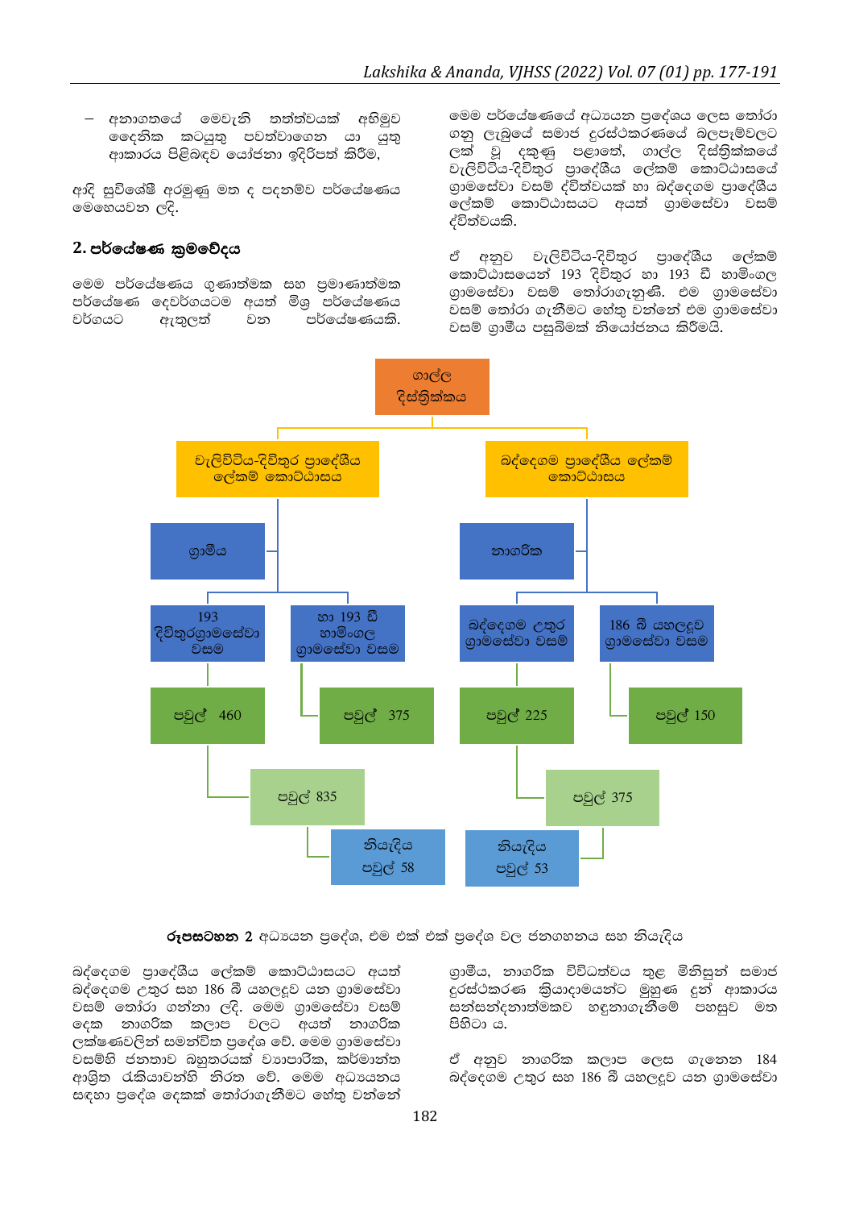- අනාගතයේ මෙවැනි තත්ත්වයක් අභිමුව දෛනික කටයුතු පවත්වාගෙන යා යුතු ආකාරය පිළිබඳව යෝජනා ඉදිරිපත් කිරීම,

ආදි සුවිශේෂී අරමුණු මත ද පදනම්ව පර්යේෂණය මෙහෙයවන ලදි.

## 2. පර්යේෂණ ක්‍රමවේදය

මෙම පර්යේෂණය ගුණාත්මක සහ ප්‍රමාණාත්මක පර්යේෂණ දෙවර්ගයටම අයත් මිශ්‍ර පර්යේෂණය වර්ගයට ඇතුළත් වන පර්යේෂණයකි.

මෙම පර්යේෂණයේ අධ්‍යයන ප්‍රදේශය ලෙස තෝරා ගනු ලැබුයේ සමාජ දුරස්ථකරණයේ බලපෑම්වලට ලක් වූ දකුණු පළාතේ, ගාල්ල දිස්ත්‍රික්කයේ වැලිවිටිය-දිවිතුර ප්‍රාදේශීය ලේකම් කොට්ඨාසයේ ග්‍රාමසේවා වසම් ද්විත්වයක් හා බද්දෙගම ප්‍රාදේශීය ලේකම් කොට්ඨාසයට අයත් ග්‍රාමසේවා වසම් ද්විත්වයකි.

ඒ අනුව වැලිවිටිය-දිවිතුර ප්‍රාදේශීය ලේකම් කොට්ඨාසයෙන් 193 දිවිතුර හා 193 ඩී හාම්ංගල ග්‍රාමසේවා වසම් තෝරාගැනුණි. එම ග්‍රාමසේවා වසම් තෝරා ගැනීමට හේතු වන්නේ එම ග්‍රාමසේවා වසම් ග්‍රාමීය පසුබිමක් නියෝජනය කිරීමයි.

ගාල්ල දිස්ත්‍රික්කය
- වැලිවිටිය-දිවිතුර ප්‍රාදේශීය ලේකම් කොට්ඨාසය
  - ග්‍රාමීය
    - 193 දිවිතුරග්‍රාමසේවා වසම — පවුල් 460
    - හා 193 ඩී හාම්ංගල ග්‍රාමසේවා වසම — පවුල් 375
    - පවුල් 835 — නියැදිය පවුල් 58
- බද්දෙගම ප්‍රාදේශීය ලේකම් කොට්ඨාසය
  - නාගරික
    - බද්දෙගම උතුර ග්‍රාමසේවා වසම් — පවුල් 225
    - 186 බී යහලදූව ග්‍රාමසේවා වසම — පවුල් 150
    - පවුල් 375 — නියැදිය පවුල් 53

**රූපසටහන 2** අධ්‍යයන ප්‍රදේශ, එම එක් එක් ප්‍රදේශ වල ජනගහනය සහ නියැදිය

බද්දෙගම ප්‍රාදේශීය ලේකම් කොට්ඨාසයට අයත් බද්දෙගම උතුර සහ 186 බී යහලදූව යන ග්‍රාමසේවා වසම් තෝරා ගන්නා ලදි. මෙම ග්‍රාමසේවා වසම් දෙක නාගරික කලාප වලට අයත් නාගරික ලක්ෂණවලින් සමන්විත ප්‍රදේශ වේ. මෙම ග්‍රාමසේවා වසම්හි ජනතාව බහුතරයක් ව්‍යාපාරික, කර්මාන්ත ආශ්‍රිත රැකියාවන්හි නිරත වේ. මෙම අධ්‍යයනය සඳහා ප්‍රදේශ දෙකක් තෝරාගැනීමට හේතු වන්නේ ග්‍රාමීය, නාගරික විවිධත්වය තුළ මිනිසුන් සමාජ දුරස්ථකරණ ක්‍රියාදාමයන්ට මුහුණ දුන් ආකාරය සන්සන්දනාත්මකව හඳුනාගැනීමේ පහසුව මත පිහිටා ය.

ඒ අනුව නාගරික කලාප ලෙස ගැනෙන 184 බද්දෙගම උතුර සහ 186 බී යහලදූව යන ග්‍රාමසේවා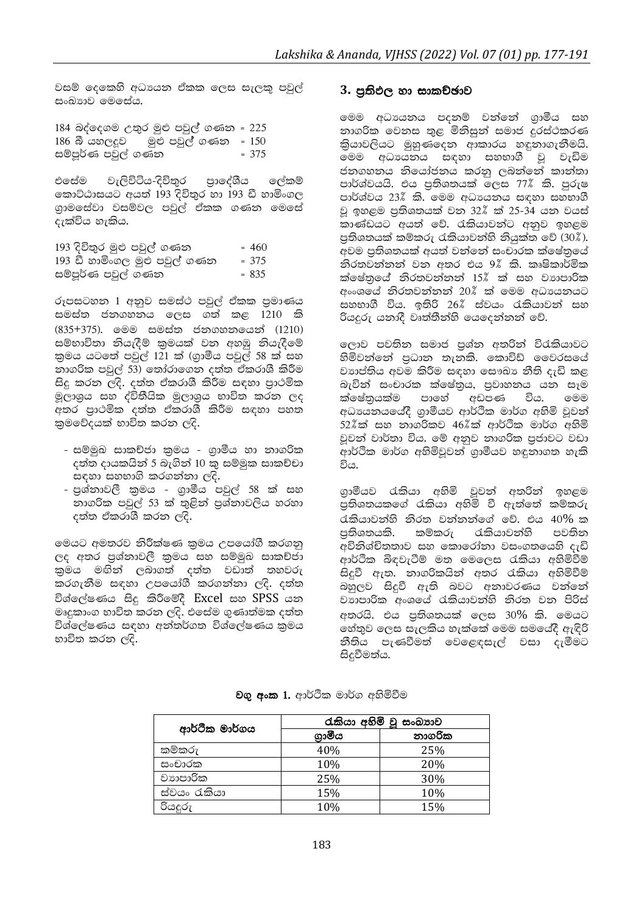වසම් දෙකෙහි අධ්‍යයන ඒකක ලෙස සැලකූ පවුල් සංඛ්‍යාව මෙසේය.

184 බද්දෙගම උතුර මුළු පවුල් ගණන = 225
186 බී යහලදූව මුළු පවුල් ගණන = 150
සම්පූර්ණ පවුල් ගණන = 375

එසේම වැලිවිටිය-දිවිතුර ප්‍රාදේශීය ලේකම් කොට්ඨාසයට අයත් 193 දිවිතුර හා 193 ඩී හාම්ංගල ග්‍රාමසේවා වසම්වල පවුල් ඒකක ගණන මෙසේ දැක්විය හැකිය.

193 දිවිතුර මුළු පවුල් ගණන = 460
193 ඩී හාම්ංගල මුළු පවුල් ගණන = 375
සම්පූර්ණ පවුල් ගණන = 835

රූපසටහන 1 අනුව සමස්ථ පවුල් ඒකක ප්‍රමාණය සමස්ත ජනගහනය ලෙස ගත් කළ 1210 කි (835+375). මෙම සමස්ත ජනගහනයෙන් (1210) සම්භාවිතා නියැදීම් ක්‍රමයක් වන අහඹු නියැදීමේ ක්‍රමය යටතේ පවුල් 121 ක් (ග්‍රාමීය පවුල් 58 ක් සහ නාගරික පවුල් 53) තෝරාගෙන දත්ත ඒකරාශී කිරීම සිදු කරන ලදි. දත්ත ඒකරාශී කිරීම සඳහා ප්‍රාථමික මූලාශ්‍රය සහ ද්විතීයික මූලාශ්‍රය භාවිත කරන ලද අතර ප්‍රාථමික දත්ත ඒකරාශී කිරීම සඳහා පහත ක්‍රමවේදයක් භාවිත කරන ලදි.

- සම්මුඛ සාකච්ඡා ක්‍රමය - ග්‍රාමීය හා නාගරික දත්ත දායකයින් 5 බැගින් 10 කු සම්මුක සාකච්ඡා සඳහා සහභාගි කරගන්නා ලදි.
- ප්‍රශ්නාවලී ක්‍රමය - ග්‍රාමීය පවුල් 58 ක් සහ නාගරික පවුල් 53 ක් තුළින් ප්‍රශ්නාවලිය හරහා දත්ත ඒකරාශී කරන ලදි.

මෙයට අමතරව නිරීක්ෂණ ක්‍රමය උපයෝගී කරගනු ලද අතර ප්‍රශ්නාවලී ක්‍රමය සහ සම්මුඛ සාකච්ඡා ක්‍රමය මගින් ලබාගත් දත්ත වඩාත් තහවුරු කරගැනීම සඳහා උපයෝගී කරගන්නා ලදි. දත්ත විශ්ලේෂණය සිදු කිරීමේදී Excel සහ SPSS යන මෘදුකාංග භාවිත කරන ලදි. එසේම ගුණාත්මක දත්ත විශ්ලේෂණය සඳහා අන්තර්ගත විශ්ලේෂණය ක්‍රමය භාවිත කරන ලදි.

## 3. ප්‍රතිඵල හා සාකච්ඡාව

මෙම අධ්‍යයනය පදනම් වන්නේ ග්‍රාමීය සහ නාගරික වෙනස තුළ මිනිසුන් සමාජ දුරස්ථකරණ ක්‍රියාවලියට මුහුණදෙන ආකාරය හඳුනාගැනීමයි. මෙම අධ්‍යයනය සඳහා සහභාගී වූ වැඩිම ජනගහනය නියෝජනය කරනු ලබන්නේ කාන්තා පාර්ශ්වයයි. එය ප්‍රතිශතයක් ලෙස 77% කි. පුරුෂ පාර්ශ්වය 23% කි. මෙම අධ්‍යයනය සඳහා සහභාගී වූ ඉහළම ප්‍රතිශතයක් වන 32% ක් 25-34 යන වයස් කාණ්ඩයට අයත් වේ. රැකියාවන්ට අනුව ඉහළම ප්‍රතිශතයක් කම්කරු රැකියාවන්හි නියුක්ත වේ (30%). අවම ප්‍රතිශතයක් අයත් වන්නේ සංචාරක ක්ෂේත්‍රයේ නිරතවන්නන් වන අතර එය 9% කි. කෘෂිකාර්මික ක්ෂේත්‍රයේ නිරතවන්නන් 15% ක් සහ ව්‍යාපාරික අංශයේ නිරතවන්නන් 20% ක් මෙම අධ්‍යයනයට සහභාගී විය. ඉතිරි 26% ස්වයං රැකියාවන් සහ රියදුරු යනාදී වෘත්තීන්හි යෙදෙන්නන් වේ.

ලොව පවතින සමාජ ප්‍රශ්න අතරින් විරැකියාවට හිමිවන්නේ ප්‍රධාන තැනකි. කොවිඩ් වෛරසයේ ව්‍යාප්තිය අවම කිරීම සඳහා සෞඛ්‍ය නීති දැඩි කළ බැවින් සංචාරක ක්ෂේත්‍රය, ප්‍රවාහනය යන සෑම ක්ෂේත්‍රයක්ම පාහේ අඩපණ විය. මෙම අධ්‍යයනයේදී ග්‍රාමීයව ආර්ථික මාර්ග අහිමි වූවන් 52%ක් සහ නාගරිකව 46%ක් ආර්ථික මාර්ග අහිමි වූවන් වාර්තා විය. මේ අනුව නාගරික ප්‍රජාවට වඩා ආර්ථික මාර්ග අහිමිවූවන් ග්‍රාමීයව හඳුනාගත හැකි විය.

ග්‍රාමීයව රැකියා අහිමි වූවන් අතරින් ඉහළම ප්‍රතිශතයකගේ රැකියා අහිමි වී ඇත්තේ කම්කරු රැකියාවන්හි නිරත වන්නන්ගේ වේ. එය 40% ක ප්‍රතිශතයකි. කම්කරු රැකියාවන්හි පවතින අවිනිශ්චිතතාව සහ කොරෝනා වසංගතයෙහි දැඩි ආර්ථික බිඳවැටීම් මත මෙලෙස රැකියා අහිමිවීම් සිදුවී ඇත. නාගරිකයින් අතර රැකියා අහිමිවීම් බහුලව සිදුවී ඇති බවට අනාවරණය වන්නේ ව්‍යාපාරික අංශයේ රැකියාවන්හි නිරත වන පිරිස් අතරයි. එය ප්‍රතිශතයක් ලෙස 30% කි. මෙයට හේතුව ලෙස සැලකිය හැක්කේ මෙම සමයේදී ඇඳිරි නීතිය පැණවීමත් වෙළෙඳසැල් වසා දැමීමට සිදුවීමත්ය.

**වගු අංක 1.** ආර්ථික මාර්ග අහිමිවීම

| ආර්ථික මාර්ගය | රැකියා අහිමි වූ සංඛ්‍යාව | |
|---|---|---|
| | ග්‍රාමීය | නාගරික |
| කම්කරු | 40% | 25% |
| සංචාරක | 10% | 20% |
| ව්‍යාපාරික | 25% | 30% |
| ස්වයං රැකියා | 15% | 10% |
| රියදුරු | 10% | 15% |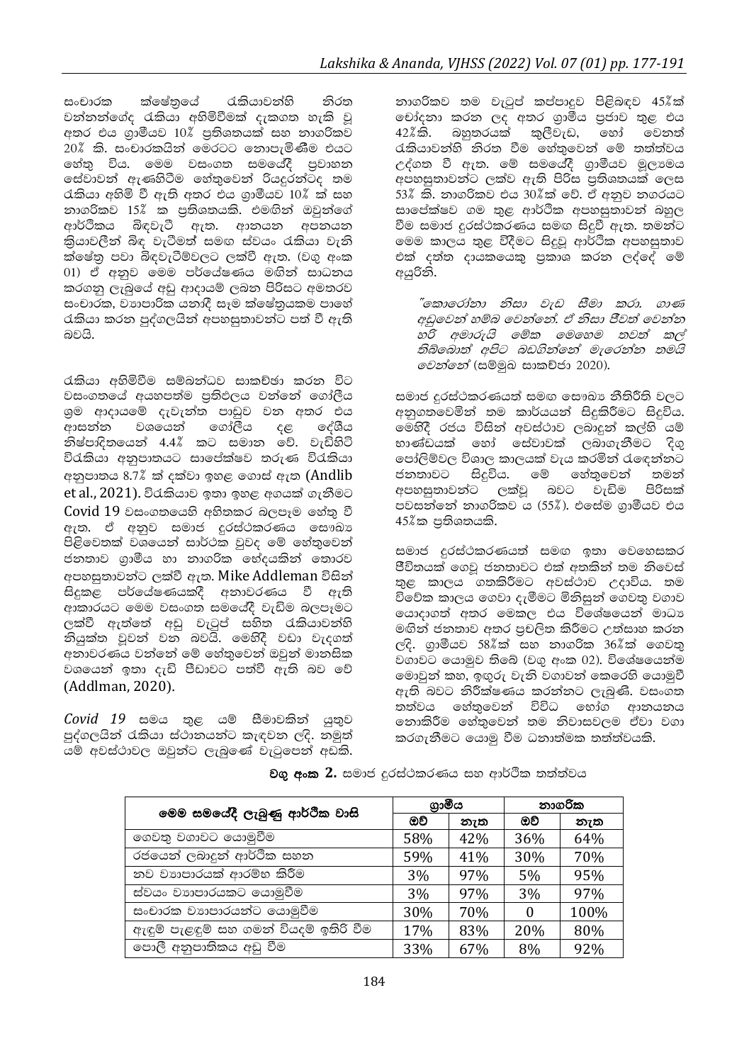සංචාරක ක්ෂේත්‍රයේ රැකියාවන්හි නිරත වන්නන්ගේද රැකියා අහිමිවීමක් දැකගත හැකි වූ අතර එය ග්‍රාමීයව 10% ප්‍රතිශතයක් සහ නාගරිකව 20% කි. සංචාරකයින් මෙරටට නොපැමිණීම එයට හේතු විය. මෙම වසංගත සමයේදී ප්‍රවාහන සේවාවන් ඇණහිටීම හේතුවෙන් රියදුරන්ටද තම රැකියා අහිමි වී ඇති අතර එය ග්‍රාමීයව 10% ක් සහ නාගරිකව 15% ක ප්‍රතිශතයකි. එමගින් ඔවුන්ගේ ආර්ථිකය බිඳවැටී ඇත. ආනයන අපනයන ක්‍රියාවලීන් බිඳ වැටීමත් සමග ස්වයං රැකියා වැනි ක්ෂේත්‍ර පවා බිඳවැටීම්වලට ලක්වී ඇත. (වගු අංක 01) ඒ අනුව මෙම පර්යේෂණය මගින් සාධනය කරගනු ලැබුයේ අඩු ආදායම් ලබන පිරිසට අමතරව සංචාරක, ව්‍යාපාරික යනාදී සෑම ක්ෂේත්‍රයකම පාහේ රැකියා කරන පුද්ගලයින් අපහසුතාවන්ට පත් වී ඇති බවයි.

රැකියා අහිමිවීම සම්බන්ධව සාකච්ඡා කරන විට වසංගතයේ අයහපත්ම ප්‍රතිඵලය වන්නේ ගෝලීය ශ්‍රම ආදායමේ දැවැන්ත පාඩුව වන අතර එය ආසන්න වශයෙන් ගෝලීය දළ දේශීය නිෂ්පාදිතයෙන් 4.4% කට සමාන වේ. වැඩිහිටි විරැකියා අනුපාතයට සාපේක්ෂව තරුණ විරැකියා අනුපාතය 8.7% ක් දක්වා ඉහළ ගොස් ඇත (Andlib et al., 2021). විරැකියාව ඉතා ඉහළ අගයක් ගැනීමට Covid 19 වසංගතයෙහි අහිතකර බලපෑම හේතු වී ඇත. ඒ අනුව සමාජ දුරස්ථකරණය සෞඛ්‍ය පිළිවෙතක් වශයෙන් සාර්ථක වුවද මේ හේතුවෙන් ජනතාව ග්‍රාමීය හා නාගරික භේදයකින් තොරව අපහසුතාවන්ට ලක්වී ඇත. Mike Addleman විසින් සිදුකළ පර්යේෂණයකදී අනාවරණය වී ඇති ආකාරයට මෙම වසංගත සමයේදී වැඩිම බලපෑමට ලක්වී ඇත්තේ අඩු වැටුප් සහිත රැකියාවන්හි නියුක්ත වූවන් වන බවයි. මෙහිදී වඩා වැදගත් අනාවරණය වන්නේ මේ හේතුවෙන් ඔවුන් මානසික වශයෙන් ඉතා දැඩි පීඩාවට පත්වී ඇති බව වේ (Addlman, 2020).

*Covid 19* සමය තුළ යම් සීමාවකින් යුතුව පුද්ගලයින් රැකියා ස්ථානයන්ට කැඳවන ලදි. නමුත් යම් අවස්ථාවල ඔවුන්ට ලැබුණේ වැටුපෙන් අඩකි. නාගරිකව තම වැටුප් කප්පාදුව පිළිබඳව 45%ක් චෝදනා කරන ලද අතර ග්‍රාමීය ප්‍රජාව තුළ එය 42%කි. බහුතරයක් කුලීවැඩ, හෝ වෙනත් රැකියාවන්හි නිරත වීම හේතුවෙන් මේ තත්ත්වය උද්ගත වී ඇත. මේ සමයේදී ග්‍රාමීයව මූල්‍යමය අපහසුතාවන්ට ලක්ව ඇති පිරිස ප්‍රතිශතයක් ලෙස 53% කි. නාගරිකව එය 30%ක් වේ. ඒ අනුව නගරයට සාපේක්ෂව ගම තුළ ආර්ථික අපහසුතාවන් බහුල වීම සමාජ දුරස්ථකරණය සමග සිදුවී ඇත. තමන්ට මෙම කාලය තුළ විඳීමට සිදුවූ ආර්ථික අපහසුතාව එක් දත්ත දායකයෙකු ප්‍රකාශ කරන ලද්දේ මේ අයුරිනි.

> *"කොරෝනා නිසා වැඩ සීමා කරා. ගාණ අඩුවෙන් හම්බ වෙන්නේ. ඒ නිසා ජීවත් වෙන්න හරි අමාරුයි මේක මෙහෙම තවත් කල් තිබ්බොත් අපිට බඩගින්නේ මැරෙන්න තමයි වෙන්නේ"* (සම්මුඛ සාකච්ඡා 2020).

සමාජ දුරස්ථකරණයත් සමඟ සෞඛ්‍ය නීතිරීති වලට අනුගතවෙමින් තම කාර්යයන් සිදුකිරීමට සිදුවිය. මෙහිදී රජය විසින් අවස්ථාව ලබාදුන් කල්හි යම් භාණ්ඩයක් හෝ සේවාවක් ලබාගැනීමට දිගු පෝලිම්වල විශාල කාලයක් වැය කරමින් රැඳෙන්නට ජනතාවට සිදුවිය. මේ හේතුවෙන් තමන් අපහසුතාවන්ට ලක්වූ බවට වැඩිම පිරිසක් පවසන්නේ නාගරිකව ය (55%). එසේම ග්‍රාමීයව එය 45%ක ප්‍රතිශතයකි.

සමාජ දුරස්ථකරණයත් සමඟ ඉතා වෙහෙසකර ජීවිතයක් ගෙවූ ජනතාවට එක් අතකින් තම නිවෙස් තුළ කාලය ගතකිරීමට අවස්ථාව උදාවිය. තම විවේක කාලය ගෙවා දැමීමට මිනිසුන් ගෙවතු වගාව යොදාගත් අතර මෙකල එය විශේෂයෙන් මාධ්‍ය මගින් ජනතාව අතර ප්‍රචලිත කිරීමට උත්සාහ කරන ලදි. ග්‍රාමීයව 58%ක් සහ නාගරික 36%ක් ගෙවතු වගාවට යොමුව තිබේ (වගු අංක 02). විශේෂයෙන්ම මොවුන් කහ, ඉඟුරු වැනි වගාවන් කෙරෙහි යොමුවී ඇති බවට නිරීක්ෂණය කරන්නට ලැබුණි. වසංගත තත්වය හේතුවෙන් විවිධ භෝග ආනයනය නොකිරීම හේතුවෙන් තම නිවාසවලම ඒවා වගා කරගැනීමට යොමු වීම ධනාත්මක තත්ත්වයකි.

**වගු අංක 2.** සමාජ දුරස්ථකරණය සහ ආර්ථික තත්ත්වය

| මෙම සමයේදී ලැබුණු ආර්ථික වාසි | ග්‍රාමීය | | නාගරික | |
|---|---|---|---|---|
| | ඔව් | නැත | ඔව් | නැත |
| ගෙවතු වගාවට යොමුවීම | 58% | 42% | 36% | 64% |
| රජයෙන් ලබාදුන් ආර්ථික සහන | 59% | 41% | 30% | 70% |
| නව ව්‍යාපාරයක් ආරම්භ කිරීම | 3% | 97% | 5% | 95% |
| ස්වයං ව්‍යාපාරයකට යොමුවීම | 3% | 97% | 3% | 97% |
| සංචාරක ව්‍යාපාරයන්ට යොමුවීම | 30% | 70% | 0 | 100% |
| ඇඳුම් පැළඳුම් සහ ගමන් වියදම් ඉතිරි වීම | 17% | 83% | 20% | 80% |
| පොලී අනුපාතිකය අඩු වීම | 33% | 67% | 8% | 92% |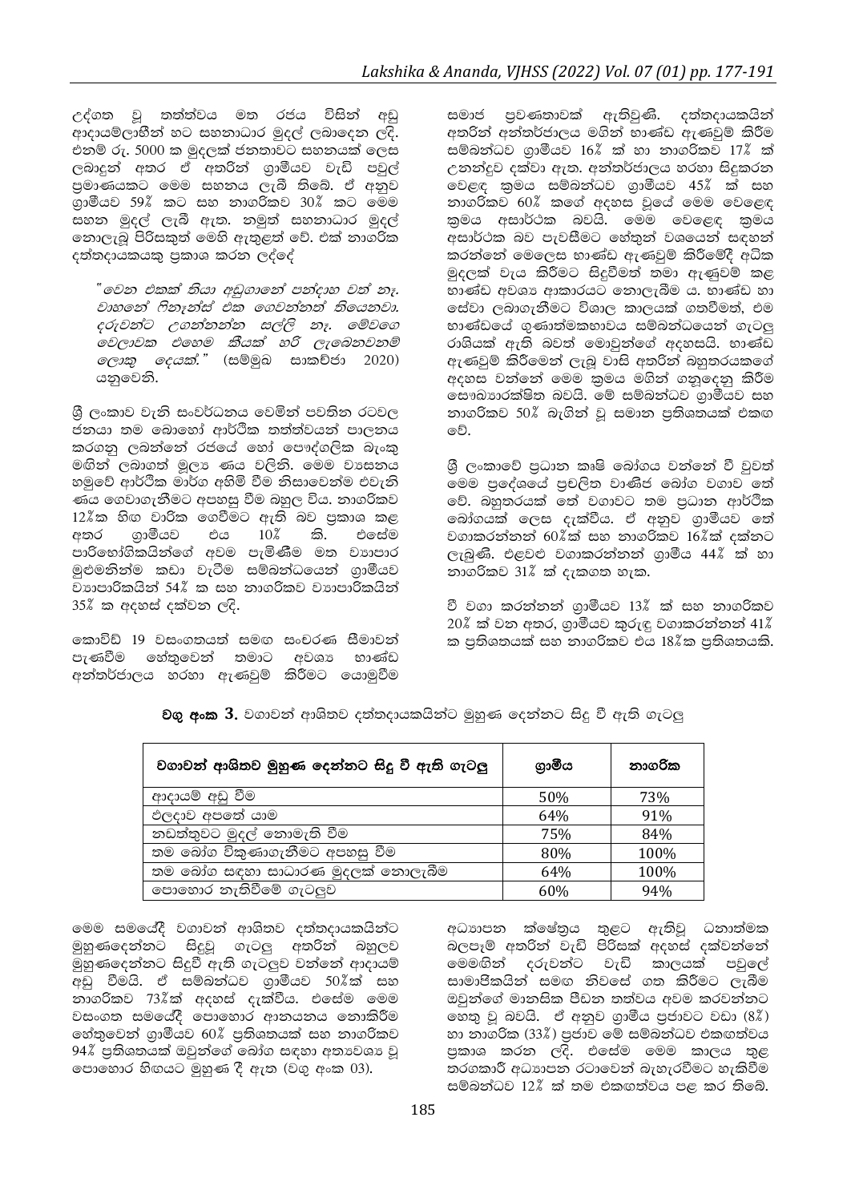උද්ගත වූ තත්ත්වය මත රජය විසින් අඩු ආදායම්ලාභීන් හට සහනාධාර මුදල් ලබාදෙන ලදි. එනම් රු. 5000 ක මුදලක් ජනතාවට සහනයක් ලෙස ලබාදුන් අතර ඒ අතරින් ග්‍රාමීයව වැඩි පවුල් ප්‍රමාණයකට මෙම සහනය ලැබී තිබේ. ඒ අනුව ග්‍රාමීයව 59% කට සහ නාගරිකව 30% කට මෙම සහන මුදල් ලැබී ඇත. නමුත් සහනාධාර මුදල් නොලැබූ පිරිසකුත් මෙහි ඇතුළත් වේ. එක් නාගරික දත්තදායකයකු ප්‍රකාශ කරන ලද්දේ

> *"වෙන එකක් තියා අඩුගානේ පන්දාහ වත් නෑ. වාහනේ ෆිනෑන්ස් එක ගෙවන්නත් තියෙනවා. දරුවන්ට උගන්නන්න සල්ලි නෑ. මේවගෙ වෙලාවක එහෙම කීයක් හරි ලැබෙනවනම් ලොකු දෙයක්."* (සම්මුඛ සාකච්ඡා 2020) යනුවෙනි.

ශ්‍රී ලංකාව වැනි සංවර්ධනය වෙමින් පවතින රටවල ජනයා තම බොහෝ ආර්ථික තත්ත්වයන් පාලනය කරගනු ලබන්නේ රජයේ හෝ පෞද්ගලික බැංකු මඟින් ලබාගත් මූල්‍ය ණය වලිනි. මෙම ව්‍යසනය හමුවේ ආර්ථික මාර්ග අහිමි වීම නිසාවෙන්ම එවැනි ණය ගෙවාගැනීමට අපහසු වීම බහුල විය. නාගරිකව 12%ක හිඟ වාරික ගෙවීමට ඇති බව ප්‍රකාශ කළ අතර ග්‍රාමීයව එය 10% කි. එසේම පාරිභෝගිකයින්ගේ අවම පැමිණීම මත ව්‍යාපාර මුළුමනින්ම කඩා වැටීම සම්බන්ධයෙන් ග්‍රාමීයව ව්‍යාපාරිකයින් 54% ක සහ නාගරිකව ව්‍යාපාරිකයින් 35% ක අදහස් දක්වන ලදි.

කොවිඩ් 19 වසංගතයත් සමඟ සංචරණ සීමාවන් පැණවීම හේතුවෙන් තමාට අවශ්‍ය භාණ්ඩ අන්තර්ජාලය හරහා ඇණවුම් කිරීමට යොමුවීම සමාජ ප්‍රවණතාවක් ඇතිවුණි. දත්තදායකයින් අතරින් අන්තර්ජාලය මගින් භාණ්ඩ ඇණවුම් කිරීම සම්බන්ධව ග්‍රාමීයව 16% ක් හා නාගරිකව 17% ක් උනන්දුව දක්වා ඇත. අන්තර්ජාලය හරහා සිදුකරන වෙළඳ ක්‍රමය සම්බන්ධව ග්‍රාමීයව 45% ක් සහ නාගරිකව 60% කගේ අදහස වූයේ මෙම වෙළෙඳ ක්‍රමය අසාර්ථක බවයි. මෙම වෙළෙඳ ක්‍රමය අසාර්ථක බව පැවසීමට හේතුන් වශයෙන් සඳහන් කරන්නේ මෙලෙස භාණ්ඩ ඇණවුම් කිරීමේදී අධික මුදලක් වැය කිරීමට සිදුවීමත් තමා ඇණවුම් කළ භාණ්ඩ අවශ්‍ය ආකාරයට නොලැබීම ය. භාණ්ඩ හා සේවා ලබාගැනීමට විශාල කාලයක් ගතවීමත්, එම භාණ්ඩයේ ගුණාත්මකභාවය සම්බන්ධයෙන් ගැටලු රාශියක් ඇති බවත් මොවුන්ගේ අදහසයි. භාණ්ඩ ඇණවුම් කිරීමෙන් ලැබූ වාසි අතරින් බහුතරයකගේ අදහස වන්නේ මෙම ක්‍රමය මගින් ගනුදෙනු කිරීම සෞඛ්‍යාරක්ෂිත බවයි. මේ සම්බන්ධව ග්‍රාමීයව සහ නාගරිකව 50% බැගින් වූ සමාන ප්‍රතිශතයක් එකඟ වේ.

ශ්‍රී ලංකාවේ ප්‍රධාන කෘෂි බෝගය වන්නේ වී වුවත් මෙම ප්‍රදේශයේ ප්‍රචලිත වාණිජ බෝග වගාව තේ වේ. බහුතරයක් තේ වගාවට තම ප්‍රධාන ආර්ථික බෝගයක් ලෙස දැක්විය. ඒ අනුව ග්‍රාමීයව තේ වගාකරන්නන් 60%ක් සහ නාගරිකව 16%ක් දක්නට ලැබුණි. එළවළු වගාකරන්නන් ග්‍රාමීය 44% ක් හා නාගරිකව 31% ක් දැකගත හැක.

වී වගා කරන්නන් ග්‍රාමීයව 13% ක් සහ නාගරිකව 20% ක් වන අතර, ග්‍රාමීයව කුරුඳු වගාකරන්නන් 41% ක ප්‍රතිශතයක් සහ නාගරිකව එය 18%ක ප්‍රතිශතයකි.

**වගු අංක 3.** වගාවන් ආශ්‍රිතව දත්තදායකයින්ට මුහුණ දෙන්නට සිදු වී ඇති ගැටලු

| වගාවන් ආශ්‍රිතව මුහුණ දෙන්නට සිදු වී ඇති ගැටලු | ග්‍රාමීය | නාගරික |
|---|---|---|
| ආදායම් අඩු වීම | 50% | 73% |
| එළදාව අපතේ යාම | 64% | 91% |
| නඩත්තුවට මුදල් නොමැති වීම | 75% | 84% |
| තම බෝග විකුණාගැනීමට අපහසු වීම | 80% | 100% |
| තම බෝග සඳහා සාධාරණ මුදලක් නොලැබීම | 64% | 100% |
| පොහොර නැතිවීමේ ගැටලුව | 60% | 94% |

මෙම සමයේදී වගාවන් ආශ්‍රිතව දත්තදායකයින්ට මුහුණදෙන්නට සිදුවූ ගැටලු අතරින් බහුලව මුහුණදෙන්නට සිදුවී ඇති ගැටලුව වන්නේ ආදායම් අඩු වීමයි. ඒ සම්බන්ධව ග්‍රාමීයව 50%ක් සහ නාගරිකව 73%ක් අදහස් දැක්වීය. එසේම මෙම වසංගත සමයේදී පොහොර ආනයනය නොකිරීම හේතුවෙන් ග්‍රාමීයව 60% ප්‍රතිශතයක් සහ නාගරිකව 94% ප්‍රතිශතයක් ඔවුන්ගේ බෝග සඳහා අත්‍යවශ්‍ය වූ පොහොර හිඟයට මුහුණ දී ඇත (වගු අංක 03).

අධ්‍යාපන ක්ෂේත්‍රය තුළට ඇතිවූ ධනාත්මක බලපෑම් අතරින් වැඩි පිරිසක් අදහස් දක්වන්නේ මෙමගින් දරුවන්ට වැඩි කාලයක් පවුලේ සාමාජිකයින් සමඟ නිවසේ ගත කිරීමට ලැබීම ඔවුන්ගේ මානසික පීඩන තත්වය අවම කරවන්නට හෙතු වූ බවයි. ඒ අනුව ග්‍රාමීය ප්‍රජාවට වඩා (8%) හා නාගරික (33%) ප්‍රජාව මේ සම්බන්ධව එකඟත්වය ප්‍රකාශ කරන ලදි. එසේම මෙම කාලය තුළ තරඟකාරී අධ්‍යාපන රටාවෙන් බැහැරවීමට හැකිවීම සම්බන්ධව 12% ක් තම එකඟත්වය පළ කර තිබේ.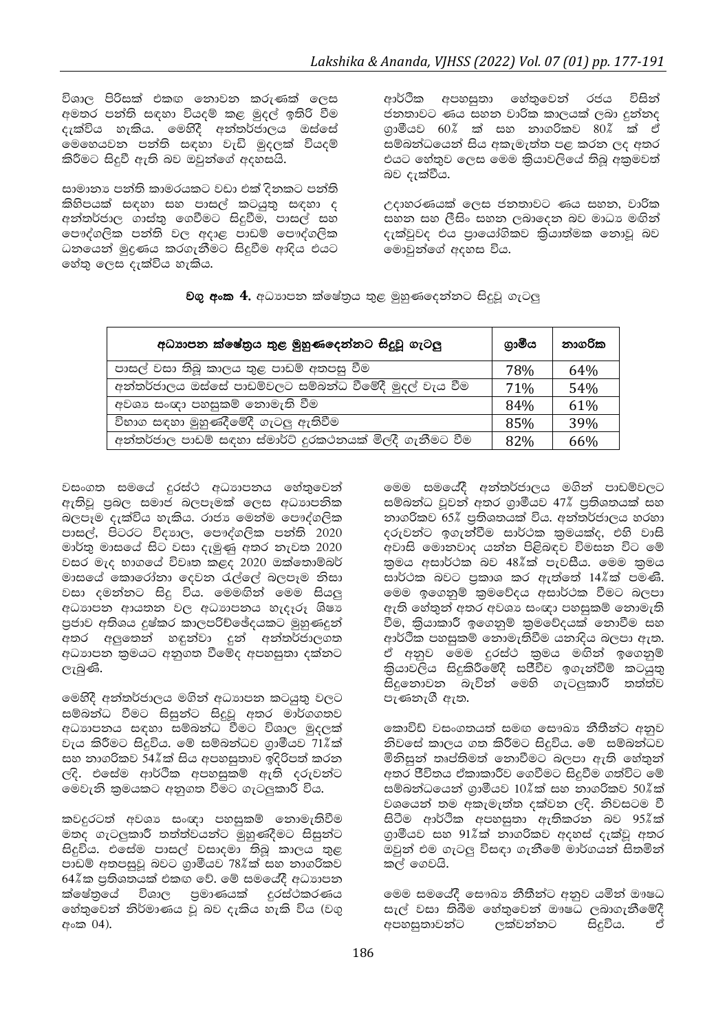විශාල පිරිසක් එකඟ නොවන කරුණක් ලෙස අමතර පන්ති සඳහා වියදම් කළ මුදල් ඉතිරි වීම දැක්විය හැකිය. මෙහිදී අන්තර්ජාලය ඔස්සේ මෙහෙයවන පන්ති සඳහා වැඩි මුදලක් වියදම් කිරීමට සිදුවී ඇති බව ඔවුන්ගේ අදහසයි.

සාමාන්‍ය පන්ති කාමරයකට වඩා එක් දිනකට පන්ති කිහිපයක් සඳහා සහ පාසල් කටයුතු සඳහා ද අන්තර්ජාල ගාස්තු ගෙවීමට සිදුවීම, පාසල් සහ පෞද්ගලික පන්ති වල අදාළ පාඩම් පෞද්ගලික ධනයෙන් මුද්‍රණය කරගැනීමට සිදුවීම ආදිය එයට හේතු ලෙස දැක්විය හැකිය.

ආර්ථික අපහසුතා හේතුවෙන් රජය විසින් ජනතාවට ණය සහන වාරික කාලයක් ලබා දුන්නද ග්‍රාමීයව 60% ක් සහ නාගරිකව 80% ක් ඒ සම්බන්ධයෙන් සිය අකැමැත්ත පළ කරන ලද අතර එයට හේතුව ලෙස මෙම ක්‍රියාවලියේ තිබූ අක්‍රමවත් බව දැක්වීය.

උදාහරණයක් ලෙස ජනතාවට ණය සහන, වාරික සහන සහ ලීසිං සහන ලබාදෙන බව මාධ්‍ය මඟින් දැක්වුවද එය ප්‍රායෝගිකව ක්‍රියාත්මක නොවූ බව මොවුන්ගේ අදහස විය.

**වගු අංක 4.** අධ්‍යාපන ක්ෂේත්‍රය තුළ මුහුණදෙන්නට සිදුවූ ගැටලු

| අධ්‍යාපන ක්ෂේත්‍රය තුළ මුහුණදෙන්නට සිදුවූ ගැටලු | ග්‍රාමීය | නාගරික |
|---|---|---|
| පාසල් වසා තිබූ කාලය තුළ පාඩම් අතපසු වීම | 78% | 64% |
| අන්තර්ජාලය ඔස්සේ පාඩම්වලට සම්බන්ධ වීමේදී මුදල් වැය වීම | 71% | 54% |
| අවශ්‍ය සංඥා පහසුකම් නොමැති වීම | 84% | 61% |
| විභාග සඳහා මුහුණදීමේදී ගැටලු ඇතිවීම | 85% | 39% |
| අන්තර්ජාල පාඩම් සඳහා ස්මාර්ට් දුරකථනයක් මිලදී ගැනීමට වීම | 82% | 66% |

වසංගත සමයේ දුරස්ථ අධ්‍යාපනය හේතුවෙන් ඇතිවූ ප්‍රබල සමාජ බලපෑමක් ලෙස අධ්‍යාපනික බලපෑම දැක්විය හැකිය. රාජ්‍ය මෙන්ම පෞද්ගලික පාසල්, පිරිවෙන් විද්‍යාල, පෞද්ගලික පන්ති 2020 මාර්තු මාසයේ සිට වසා දැමුණු අතර නැවත 2020 වසර මැද භාගයේ විවෘත කළද 2020 ඔක්තොම්බර් මාසයේ කොරෝනා දෙවන රැල්ලේ බලපෑම නිසා වසා දමන්නට සිදු විය. මෙමඟින් මෙම සියලු අධ්‍යාපන ආයතන වල අධ්‍යාපනය හැදෑරූ ශිෂ්‍ය ප්‍රජාව අතිශය දුෂ්කර කාලපරිච්ඡේදයකට මුහුණදුන් අතර අලුතෙන් හඳුන්වා දුන් අන්තර්ජාලගත අධ්‍යාපන ක්‍රමයට අනුගත වීමේද අපහසුතා දක්නට ලැබුණි.

මෙහිදී අන්තර්ජාලය මඟින් අධ්‍යාපන කටයුතු වලට සම්බන්ධ වීමට සිසුන්ට සිදුවූ අතර මාර්ගගතව අධ්‍යාපනය සඳහා සම්බන්ධ වීමට විශාල මුදලක් වැය කිරීමට සිදුවිය. මේ සම්බන්ධව ග්‍රාමීයව 71%ක් සහ නාගරිකව 54%ක් සිය අපහසුතාව ඉදිරිපත් කරන ලදි. එසේම ආර්ථික අපහසුකම් ඇති දරුවන්ට මෙවැනි ක්‍රමයකට අනුගත වීමට ගැටලුකාරී විය.

කවදුරටත් අවශ්‍ය සංඥා පහසුකම් නොමැතිවීම මතද ගැටලුකාරී තත්ත්වයන්ට මුහුණදීමට සිසුන්ට සිදුවිය. එසේම පාසල් වසාදමා තිබූ කාලය තුළ පාඩම් අතපසුවූ බවට ග්‍රාමීයව 78%ක් සහ නාගරිකව 64%ක ප්‍රතිශතයක් එකඟ වේ. මේ සමයේදී අධ්‍යාපන ක්ෂේත්‍රයේ විශාල ප්‍රමාණයක් දුරස්ථකරණය හේතුවෙන් නිර්මාණය වූ බව දැකිය හැකි විය (වගු අංක 04).

මෙම සමයේදී අන්තර්ජාලය මඟින් පාඩම්වලට සම්බන්ධ වූවන් අතර ග්‍රාමීයව 47% ප්‍රතිශතයක් සහ නාගරිකව 65% ප්‍රතිශතයක් විය. අන්තර්ජාලය හරහා දරුවන්ට ඉගැන්වීම සාර්ථක ක්‍රමයක්ද, එහි වාසි අවාසි මොනවාද යන්න පිළිබඳව විමසන විට මේ ක්‍රමය අසාර්ථක බව 48%ක් පැවසීය. මෙම ක්‍රමය සාර්ථක බවට ප්‍රකාශ කර ඇත්තේ 14%ක් පමණි. මෙම ඉගෙනුම් ක්‍රමවේදය අසාර්ථක වීමට බලපා ඇති හේතූන් අතර අවශ්‍ය සංඥා පහසුකම් නොමැති වීම, ක්‍රියාකාරී ඉගෙනුම් ක්‍රමවේදයක් නොවීම සහ ආර්ථික පහසුකම් නොමැතිවීම යනාදිය බලපා ඇත. ඒ අනුව මෙම දුරස්ථ ක්‍රමය මඟින් ඉගෙනුම් ක්‍රියාවලිය සිදුකිරීමේදී සජීවීව ඉගැන්වීම් කටයුතු සිදුනොවන බැවින් මෙහි ගැටලුකාරී තත්ත්ව පැණනැගී ඇත.

කොවිඩ් වසංගතයත් සමඟ සෞඛ්‍ය නීතීන්ට අනුව නිවසේ කාලය ගත කිරීමට සිදුවිය. මේ සම්බන්ධව මිනිසුන් තෘප්තිමත් නොවීමට බලපා ඇති හේතූන් අතර ජීවිතය ඒකාකාරීව ගෙවීමට සිදුවීම ගත්විට මේ සම්බන්ධයෙන් ග්‍රාමීයව 10%ක් සහ නාගරිකව 50%ක් වශයෙන් තම අකැමැත්ත දක්වන ලදි. නිවසටම වී සිටීම ආර්ථික අපහසුතා ඇතිකරන බව 95%ක් ග්‍රාමීයව සහ 91%ක් නාගරිකව අදහස් දැක්වූ අතර ඔවුන් එම ගැටලු විසඳා ගැනීමේ මාර්ගයන් සිතමින් කල් ගෙවයි.

මෙම සමයේදී සෞඛ්‍ය නීතීන්ට අනුව යමින් ඖෂධ සැල් වසා තිබීම හේතුවෙන් ඖෂධ ලබාගැනීමේදී අපහසුතාවන්ට ලක්වන්නට සිදුවිය. ඒ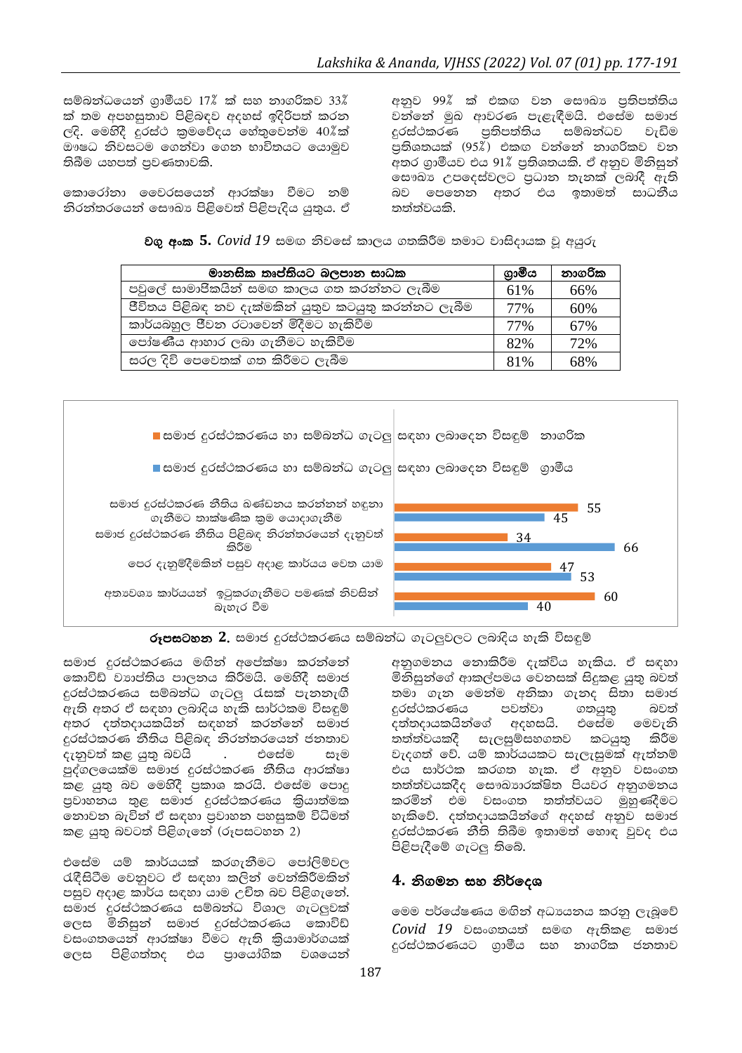සම්බන්ධයෙන් ග්‍රාමීයව 17% ක් සහ නාගරිකව 33% ක් තම අපහසුතාව පිළිබඳව අදහස් ඉදිරිපත් කරන ලදි. මෙහිදී දුරස්ථ ක්‍රමවේදය හේතුවෙන්ම 40%ක් ඖෂධ නිවසටම ගෙන්වා ගෙන භාවිතයට යොමුව තිබීම යහපත් ප්‍රවණතාවකි.

කොරෝනා වෛරසයෙන් ආරක්ෂා වීමට නම් නිරන්තරයෙන් සෞඛ්‍ය පිළිවෙත් පිළිපැදිය යුතුය. ඒ අනුව 99% ක් එකඟ වන සෞඛ්‍ය ප්‍රතිපත්තිය වන්නේ මුඛ ආවරණ පැළඳීමයි. එසේම සමාජ දුරස්ථකරණ ප්‍රතිපත්තිය සම්බන්ධව වැඩිම ප්‍රතිශතයක් (95%) එකඟ වන්නේ නාගරිකව වන අතර ග්‍රාමීයව එය 91% ප්‍රතිශතයකි. ඒ අනුව මිනිසුන් සෞඛ්‍ය උපදෙස්වලට ප්‍රධාන තැනක් ලබාදී ඇති බව පෙනෙන අතර එය ඉතාමත් සාධනීය තත්ත්වයකි.

**වගු අංක 5.** *Covid 19* සමඟ නිවසේ කාලය ගතකිරීම තමාට වාසිදායක වූ අයුරු

| මානසික තෘප්තියට බලපාන සාධක | ග්‍රාමීය | නාගරික |
|---|---|---|
| පවුලේ සාමාජිකයින් සමඟ කාලය ගත කරන්නට ලැබීම | 61% | 66% |
| ජීවිතය පිළිබඳ නව දැක්මකින් යුතුව කටයුතු කරන්නට ලැබීම | 77% | 60% |
| කාර්යබහුල ජීවන රටාවෙන් මිදීමට හැකිවීම | 77% | 67% |
| පෝෂණීය ආහාර ලබා ගැනීමට හැකිවීම | 82% | 72% |
| සරල දිවි පෙවෙතක් ගත කිරීමට ලැබීම | 81% | 68% |

| විසඳුම් | නාගරික | ග්‍රාමීය |
|---|---|---|
| සමාජ දුරස්ථකරණ නීතිය බිණ්ඩනය කරන්නන් හඳුනා ගැනීමට තාක්ෂණික ක්‍රම යොදාගැනීම | 55 | 45 |
| සමාජ දුරස්ථකරණ නීතිය පිළිබඳ නිරන්තරයෙන් දැනුවත් කිරීම | 34 | 66 |
| පෙර දැනුම්දීමකින් පසුව අදාළ කාර්යය වෙත යාම | 47 | 53 |
| අත්‍යවශ්‍ය කාර්යයන් ඉටුකරගැනීමට පමණක් නිවසින් බැහැර වීම | 60 | 40 |

**රූපසටහන 2.** සමාජ දුරස්ථකරණය සම්බන්ධ ගැටලුවලට ලබාදිය හැකි විසඳුම්

සමාජ දුරස්ථකරණය මගින් අපේක්ෂා කරන්නේ කොවිඩ් ව්‍යාප්තිය පාලනය කිරීමයි. මෙහිදී සමාජ දුරස්ථකරණය සම්බන්ධ ගැටලු රැසක් පැනනැඟී ඇති අතර ඒ සඳහා ලබාදිය හැකි සාර්ථකම විසඳුම් අතර දත්තදායකයින් සඳහන් කරන්නේ සමාජ දුරස්ථකරණ නීතිය පිළිබඳ නිරන්තරයෙන් ජනතාව දැනුවත් කළ යුතු බවයි . එසේම සෑම පුද්ගලයෙක්ම සමාජ දුරස්ථකරණ නීතිය ආරක්ෂා කළ යුතු බව මෙහිදී ප්‍රකාශ කරයි. එසේම පොදු ප්‍රවාහනය තුළ සමාජ දුරස්ථකරණය ක්‍රියාත්මක නොවන බැවින් ඒ සඳහා ප්‍රවාහන පහසුකම් විධිමත් කළ යුතු බවටත් පිළිගැනේ (රූපසටහන 2)

එසේම යම් කාර්යයක් කරගැනීමට පෝලිම්වල රැඳීසිටීම වෙනුවට ඒ සඳහා කලින් වෙන්කිරීමකින් පසුව අදාළ කාර්ය සඳහා යාම උචිත බව පිළිගැනේ. සමාජ දුරස්ථකරණය සම්බන්ධ විශාල ගැටලුවක් ලෙස මිනිසුන් සමාජ දුරස්ථකරණය කොවිඩ් වසංගතයෙන් ආරක්ෂා වීමට ඇති ක්‍රියාමාර්ගයක් ලෙස පිළිගත්තද එය ප්‍රායෝගික වශයෙන් අනුගමනය නොකිරීම දැක්විය හැකිය. ඒ සඳහා මිනිසුන්ගේ ආකල්පමය වෙනසක් සිදුකළ යුතු බවත් තමා ගැන මෙන්ම අනිකා ගැනද සිතා සමාජ දුරස්ථකරණය පවත්වා ගතයුතු බවත් දත්තදායකයින්ගේ අදහසයි. එසේම මෙවැනි තත්ත්වයකදී සැලසුම්සහගතව කටයුතු කිරීම වැදගත් වේ. යම් කාර්යයකට සැලසුමක් ඇත්නම් එය සාර්ථක කරගත හැක. ඒ අනුව වසංගත තත්ත්වයකදීද සෞඛ්‍යාරක්ෂිත පියවර අනුගමනය කරමින් එම වසංගත තත්ත්වයට මුහුණදීමට හැකිවේ. දත්තදායකයින්ගේ අදහස් අනුව සමාජ දුරස්ථකරණ නීති තිබීම ඉතාමත් හොඳ වුවද එය පිළිපැදීමේ ගැටලු තිබේ.

## 4. නිගමන සහ නිර්දෙශ

මෙම පර්යේෂණය මගින් අධ්‍යයනය කරනු ලැබුවේ *Covid 19* වසංගතයත් සමඟ ඇතිකළ සමාජ දුරස්ථකරණයට ග්‍රාමීය සහ නාගරික ජනතාව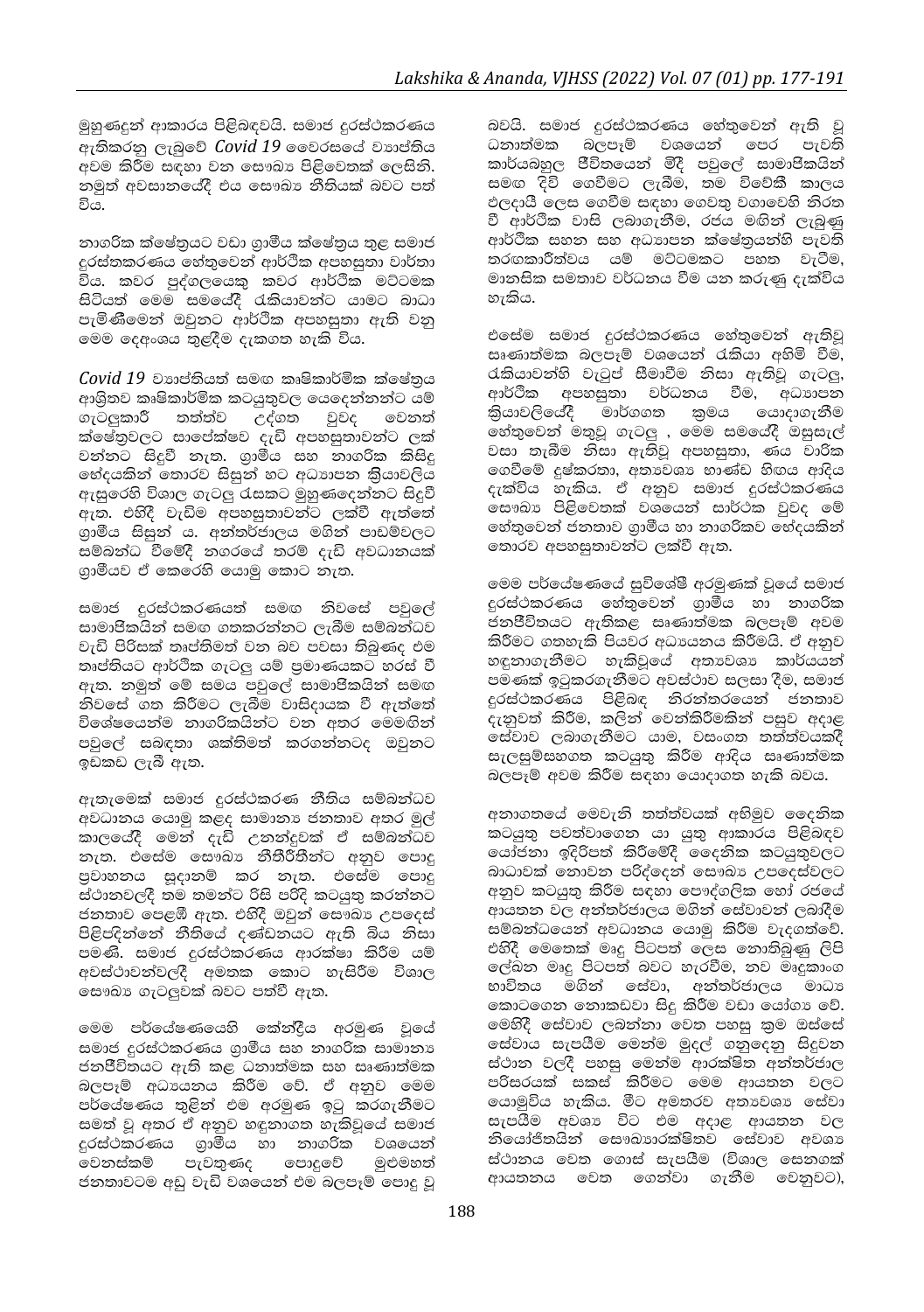මුහුණදුන් ආකාරය පිළිබඳවයි. සමාජ දුරස්ථකරණය ඇතිකරනු ලැබුවේ *Covid 19* වෛරසයේ ව්‍යාප්තිය අවම කිරීම සඳහා වන සෞඛ්‍ය පිළිවෙතක් ලෙසිනි. නමුත් අවසානයේදී එය සෞඛ්‍ය නීතියක් බවට පත් විය.

නාගරික ක්ෂේත්‍රයට වඩා ග්‍රාමීය ක්ෂේත්‍රය තුළ සමාජ දුරස්තකරණය හේතුවෙන් ආර්ථික අපහසුතා වාර්තා විය. කවර පුද්ගලයෙකු කවර ආර්ථික මට්ටමක සිටියත් මෙම සමයේදී රැකියාවන්ට යාමට බාධා පැමිණීමෙන් ඔවුනට ආර්ථික අපහසුතා ඇති වනු මෙම දෙඅංශය තුළදීම දැකගත හැකි විය.

*Covid 19* ව්‍යාප්තියත් සමඟ කෘෂිකාර්මික ක්ෂේත්‍රය ආශ්‍රිතව කෘෂිකාර්මික කටයුතුවල යෙදෙන්නන්ට යම් ගැටලුකාරී තත්ත්ව උද්ගත වුවද වෙනත් ක්ෂේත්‍රවලට සාපේක්ෂව දැඩි අපහසුතාවන්ට ලක් වන්නට සිදුවී නැත. ග්‍රාමීය සහ නාගරික කිසිදු භේදයකින් තොරව සිසුන් හට අධ්‍යාපන ක්‍රියාවලිය ඇසුරෙහි විශාල ගැටලු රැසකට මුහුණදෙන්නට සිදුවී ඇත. එහිදී වැඩිම අපහසුතාවන්ට ලක්වී ඇත්තේ ග්‍රාමීය සිසුන් ය. අන්තර්ජාලය මගින් පාඩම්වලට සම්බන්ධ වීමේදී නගරයේ තරම් දැඩි අවධානයක් ග්‍රාමීයව ඒ කෙරෙහි යොමු කොට නැත.

සමාජ දුරස්ථකරණයත් සමඟ නිවසේ පවුලේ සාමාජිකයින් සමඟ ගතකරන්නට ලැබීම සම්බන්ධව වැඩි පිරිසක් තෘප්තිමත් වන බව පවසා තිබුණද එම තෘප්තියට ආර්ථික ගැටලු යම් ප්‍රමාණයකට හරස් වී ඇත. නමුත් මේ සමය පවුලේ සාමාජිකයින් සමඟ නිවසේ ගත කිරීමට ලැබීම වාසිදායක වී ඇත්තේ විශේෂයෙන්ම නාගරිකයින්ට වන අතර මෙමගින් පවුලේ සබඳතා ශක්තිමත් කරගන්නටද ඔවුනට ඉඩකඩ ලැබී ඇත.

ඇතැමෙක් සමාජ දුරස්ථකරණ නීතිය සම්බන්ධව අවධානය යොමු කළද සාමාන්‍ය ජනතාව අතර මුල් කාලයේදී මෙන් දැඩි උනන්දුවක් ඒ සම්බන්ධව නැත. එසේම සෞඛ්‍ය නීතිරීතීන්ට අනුව පොදු ප්‍රවාහනය සූදානම් කර නැත. එසේම පොදු ස්ථානවලදී තම තමන්ට රිසි පරිදි කටයුතු කරන්නට ජනතාව පෙළඹී ඇත. එහිදී ඔවුන් සෞඛ්‍ය උපදෙස් පිළිපදින්නේ නීතියේ දණ්ඩනයට ඇති බිය නිසා පමණි. සමාජ දුරස්ථකරණය ආරක්ෂා කිරීම යම් අවස්ථාවන්වලදී අමතක කොට හැසිරීම විශාල සෞඛ්‍ය ගැටලුවක් බවට පත්වී ඇත.

මෙම පර්යේෂණයෙහි කේන්ද්‍රීය අරමුණ වූයේ සමාජ දුරස්ථකරණය ග්‍රාමීය සහ නාගරික සාමාන්‍ය ජනජීවිතයට ඇති කළ ධනාත්මක සහ ඍණාත්මක බලපෑම් අධ්‍යයනය කිරීම වේ. ඒ අනුව මෙම පර්යේෂණය තුළින් එම අරමුණ ඉටු කරගැනීමට සමත් වූ අතර ඒ අනුව හඳුනාගත හැකිවූයේ සමාජ දුරස්ථකරණය ග්‍රාමීය හා නාගරික වශයෙන් වෙනස්කම් පැවතුණද පොදුවේ මුළුමහත් ජනතාවටම අඩු වැඩි වශයෙන් එම බලපෑම් පොදු වූ බවයි. සමාජ දුරස්ථකරණය හේතුවෙන් ඇති වූ ධනාත්මක බලපෑම් වශයෙන් පෙර පැවති කාර්යබහුල ජීවිතයෙන් මිදී පවුලේ සාමාජිකයින් සමඟ දිවි ගෙවීමට ලැබීම, තම විවේකී කාලය ඵලදායී ලෙස ගෙවීම සඳහා ගෙවතු වගාවෙහි නිරත වී ආර්ථික වාසි ලබාගැනීම, රජය මගින් ලැබුණු ආර්ථික සහන සහ අධ්‍යාපන ක්ෂේත්‍රයන්හි පැවති තරඟකාරිත්වය යම් මට්ටමකට පහත වැටීම, මානසික සමතාව වර්ධනය වීම යන කරුණු දැක්විය හැකිය.

එසේම සමාජ දුරස්ථකරණය හේතුවෙන් ඇතිවූ ඍණාත්මක බලපෑම් වශයෙන් රැකියා අහිමි වීම, රැකියාවන්හි වැටුප් සීමාවීම නිසා ඇතිවූ ගැටලු, ආර්ථික අපහසුතා වර්ධනය වීම, අධ්‍යාපන ක්‍රියාවලියේදී මාර්ගගත ක්‍රමය යොදාගැනීම හේතුවෙන් මතුවූ ගැටලු , මෙම සමයේදී ඔසුසැල් වසා තැබීම නිසා ඇතිවූ අපහසුතා, ණය වාරික ගෙවීමේ දුෂ්කරතා, අත්‍යවශ්‍ය භාණ්ඩ හිඟය ආදිය දැක්විය හැකිය. ඒ අනුව සමාජ දුරස්ථකරණය සෞඛ්‍ය පිළිවෙතක් වශයෙන් සාර්ථක වුවද මේ හේතුවෙන් ජනතාව ග්‍රාමීය හා නාගරිකව භේදයකින් තොරව අපහසුතාවන්ට ලක්වී ඇත.

මෙම පර්යේෂණයේ සුවිශේෂී අරමුණක් වූයේ සමාජ දුරස්ථකරණය හේතුවෙන් ග්‍රාමීය හා නාගරික ජනජීවිතයට ඇතිකළ ඍණාත්මක බලපෑම් අවම කිරීමට ගතහැකි පියවර අධ්‍යයනය කිරීමයි. ඒ අනුව හඳුනාගැනීමට හැකිවූයේ අත්‍යවශ්‍ය කාර්යයන් පමණක් ඉටුකරගැනීමට අවස්ථාව සලසා දීම, සමාජ දුරස්ථකරණය පිළිබඳ නිරන්තරයෙන් ජනතාව දැනුවත් කිරීම, කලින් වෙන්කිරීමකින් පසුව අදාළ සේවාව ලබාගැනීමට යාම, වසංගත තත්ත්වයකදී සැලසුම්සහගත කටයුතු කිරීම ආදිය ඍණාත්මක බලපෑම් අවම කිරීම සඳහා යොදාගත හැකි බවය.

අනාගතයේ මෙවැනි තත්ත්වයක් අභිමුව දෛනික කටයුතු පවත්වාගෙන යා යුතු ආකාරය පිළිබඳව යෝජනා ඉදිරිපත් කිරීමේදී දෛනික කටයුතුවලට බාධාවක් නොවන පරිද්දෙන් සෞඛ්‍ය උපදෙස්වලට අනුව කටයුතු කිරීම සඳහා පෞද්ගලික හෝ රජයේ ආයතන වල අන්තර්ජාලය මගින් සේවාවන් ලබාදීම සම්බන්ධයෙන් අවධානය යොමු කිරීම වැදගත්වේ. එහිදී මෙතෙක් මෘදු පිටපත් ලෙස නොතිබුණු ලිපි ලේඛන මෘදු පිටපත් බවට හැරවීම, නව මෘදුකාංග භාවිතය මගින් සේවා, අන්තර්ජාලය මාධ්‍ය කොටගෙන නොකඩවා සිදු කිරීම වඩා යෝග්‍ය වේ. මෙහිදී සේවාව ලබන්නා වෙත පහසු ක්‍රම ඔස්සේ සේවය සැපයීම මෙන්ම මුදල් ගනුදෙනු සිදුවන ස්ථාන වලදී පහසු මෙන්ම ආරක්ෂිත අන්තර්ජාල පරිසරයක් සකස් කිරීමට මෙම ආයතන වලට යොමුවිය හැකිය. මීට අමතරව අත්‍යවශ්‍ය සේවා සැපයීම අවශ්‍ය විට එම අදාළ ආයතන වල නියෝජිතයින් සෞඛ්‍යාරක්ෂිතව සේවාව අවශ්‍ය ස්ථානය වෙත ගොස් සැපයීම (විශාල සෙනගක් ආයතනය වෙත ගෙන්වා ගැනීම වෙනුවට),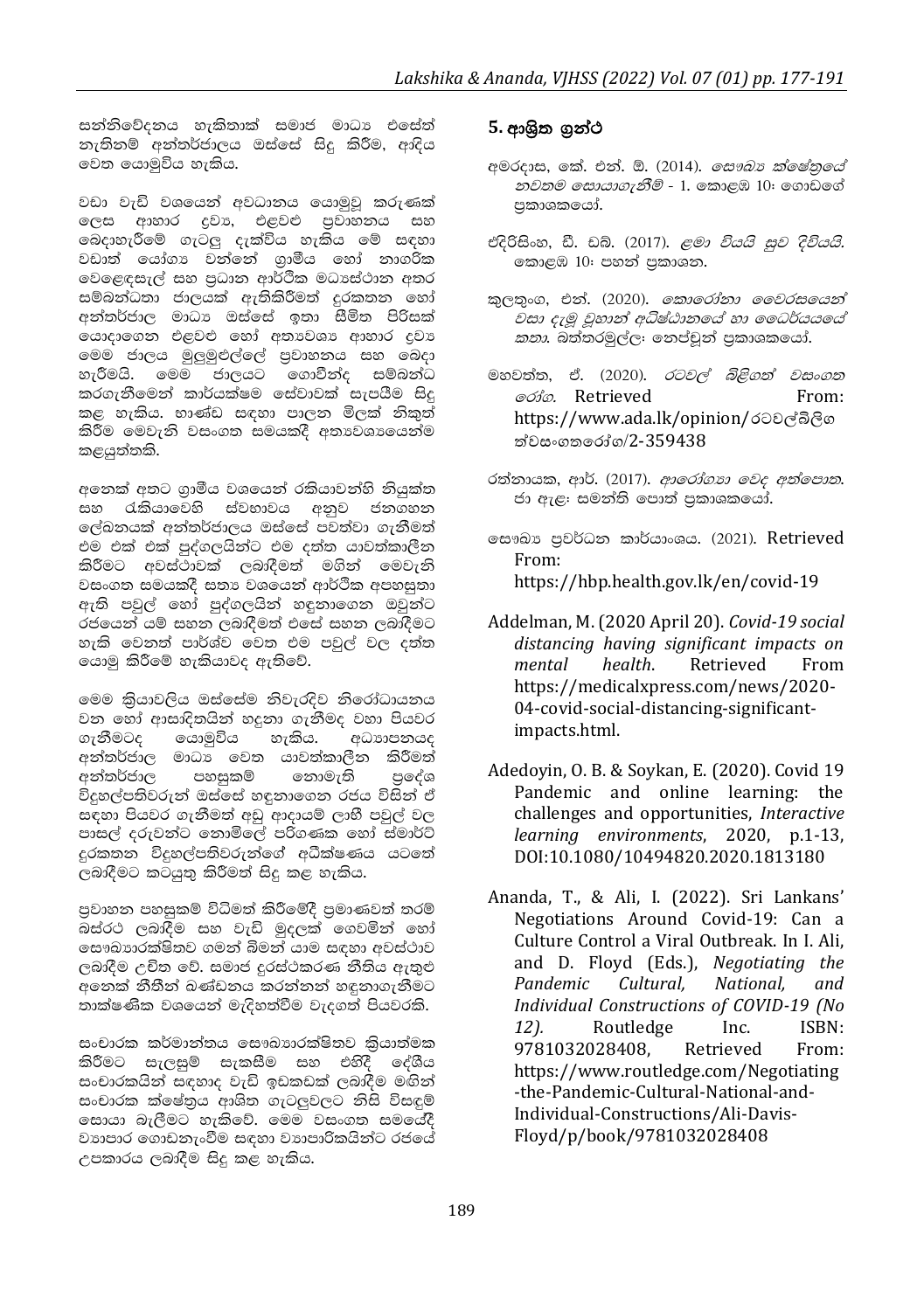සන්නිවේදනය හැකිතාක් සමාජ මාධ්‍ය එසේත් නැතිනම් අන්තර්ජාලය ඔස්සේ සිදු කිරීම, ආදිය වෙත යොමුවිය හැකිය.

වඩා වැඩි වශයෙන් අවධානය යොමුවූ කරුණක් ලෙස ආහාර ද්‍රව්‍ය, එළවළු ප්‍රවාහනය සහ බෙදාහැරීමේ ගැටලු දැක්විය හැකිය මේ සඳහා වඩාත් යෝග්‍ය වන්නේ ග්‍රාමීය හෝ නාගරික වෙළෙඳසැල් සහ ප්‍රධාන ආර්ථික මධ්‍යස්ථාන අතර සම්බන්ධතා ජාලයක් ඇතිකිරීමත් දුරකතන හෝ අන්තර්ජාල මාධ්‍ය ඔස්සේ ඉතා සීමිත පිරිසක් යොදාගෙන එළවළු හෝ අත්‍යවශ්‍ය ආහාර ද්‍රව්‍ය මෙම ජාලය මුලුමුළුල්ලේ ප්‍රවාහනය සහ බෙදා හැරීමයි. මෙම ජාලයට ගොවීන්ද සම්බන්ධ කරගැනීමෙන් කාර්යක්ෂම සේවාවක් සැපයීම සිදු කළ හැකිය. භාණ්ඩ සඳහා පාලන මිලක් නිකුත් කිරීම මෙවැනි වසංගත සමයකදී අත්‍යවශ්‍යයෙන්ම කළයුත්තකි.

අනෙක් අතට ග්‍රාමීය වශයෙන් රකියාවන්හි නියුක්ත සහ රැකියාවෙහි ස්වභාවය අනුව ජනගහන ලේඛනයක් අන්තර්ජාලය ඔස්සේ පවත්වා ගැනීමත් එම එක් එක් පුද්ගලයින්ට එම දත්ත යාවත්කාලීන කිරීමට අවස්ථාවක් ලබාදීමත් මගින් මෙවැනි වසංගත සමයකදී සත්‍ය වශයෙන් ආර්ථික අපහසුතා ඇති පවුල් හෝ පුද්ගලයින් හඳුනාගෙන ඔවුන්ට රජයෙන් යම් සහන ලබාදීමත් එසේ සහන ලබාදීමට හැකි වෙනත් පාර්ශ්ව වෙත එම පවුල් වල දත්ත යොමු කිරීමේ හැකියාවද ඇතිවේ.

මෙම ක්‍රියාවලිය ඔස්සේම නිවැරදිව නිරෝධායනය වන හෝ ආසාදිතයින් හඳුනා ගැනීමද වහා පියවර ගැනීමටද යොමුවිය හැකිය. අධ්‍යාපනයද අන්තර්ජාල මාධ්‍ය වෙත යාවත්කාලීන කිරීමත් අන්තර්ජාල පහසුකම් නොමැති ප්‍රදේශ විදුහල්පතිවරුන් ඔස්සේ හඳුනාගෙන රජය විසින් ඒ සඳහා පියවර ගැනීමත් අඩු ආදායම් ලාභී පවුල් වල පාසල් දරුවන්ට නොමිලේ පරිගණක හෝ ස්මාර්ට් දුරකතන විදුහල්පතිවරුන්ගේ අධීක්ෂණය යටතේ ලබාදීමට කටයුතු කිරීමත් සිදු කළ හැකිය.

ප්‍රවාහන පහසුකම් විධිමත් කිරීමේදී ප්‍රමාණවත් තරම් බස්රථ ලබාදීම සහ වැඩි මුදලක් ගෙවමින් හෝ සෞඛ්‍යාරක්ෂිතව ගමන් බිමන් යාම සඳහා අවස්ථාව ලබාදීම උචිත වේ. සමාජ දුරස්ථකරණ නීතිය ඇතුළු අනෙක් නීතීන් බණ්ඩනය කරන්නන් හඳුනාගැනීමට තාක්ෂණික වශයෙන් මැදිහත්වීම වැදගත් පියවරකි.

සංචාරක කර්මාන්තය සෞඛ්‍යාරක්ෂිතව ක්‍රියාත්මක කිරීමට සැලසුම් සැකසීම සහ එහිදී දේශීය සංචාරකයින් සඳහාද වැඩි ඉඩකඩක් ලබාදීම මගින් සංචාරක ක්ෂේත්‍රය ආශ්‍රිත ගැටලුවලට නිසි විසඳුම් සොයා බැලීමට හැකිවේ. මෙම වසංගත සමයේදී ව්‍යාපාර ගොඩනැංවීම සඳහා ව්‍යාපාරිකයින්ට රජයේ උපකාරය ලබාදීම සිදු කළ හැකිය.

## 5. ආශ්‍රිත ග්‍රන්ථ

අමරදාස, කේ. එන්. ඕ. (2014). *සෞඛ්‍ය ක්ෂේත්‍රයේ නවතම සොයාගැනීම්* - 1. කොළඹ 10: ගොඩගේ ප්‍රකාශකයෝ.

එදිරිසිංහ, ඩී. ඩබ්. (2017). *ළමා වියයි සුව දිවියයි.* කොළඹ 10: පහන් ප්‍රකාශන.

කුලතුංග, එන්. (2020). *කොරෝනා වෛරසයෙන් වසා දැමූ වුහාන් අධිෂ්ඨානයේ හා ධෛර්යයේ කතා.* බත්තරමුල්ල: නෙප්චූන් ප්‍රකාශකයෝ.

මහවත්ත, ඒ. (2020). *රටවල් බිළිගත් වසංගත රෝග.* Retrieved From: https://www.ada.lk/opinion/රටවල්බිලිගත්වසංගතරෝග/2-359438

රත්නායක, ආර්. (2017). *ආරෝග්‍ය වෙද අත්පොත.* ජා ඇළ: සමන්ති පොත් ප්‍රකාශකයෝ.

සෞඛ්‍ය ප්‍රවර්ධන කාර්යාංශය. (2021). Retrieved From: https://hbp.health.gov.lk/en/covid-19

Addelman, M. (2020 April 20). *Covid-19 social distancing having significant impacts on mental health*. Retrieved From https://medicalxpress.com/news/2020-04-covid-social-distancing-significant-impacts.html.

Adedoyin, O. B. & Soykan, E. (2020). Covid 19 Pandemic and online learning: the challenges and opportunities, *Interactive learning environments*, 2020, p.1-13, DOI:10.1080/10494820.2020.1813180

Ananda, T., & Ali, I. (2022). Sri Lankans' Negotiations Around Covid-19: Can a Culture Control a Viral Outbreak. In I. Ali, and D. Floyd (Eds.), *Negotiating the Pandemic Cultural, National, and Individual Constructions of COVID-19 (No 12).* Routledge Inc. ISBN: 9781032028408, Retrieved From: https://www.routledge.com/Negotiating-the-Pandemic-Cultural-National-and-Individual-Constructions/Ali-Davis-Floyd/p/book/9781032028408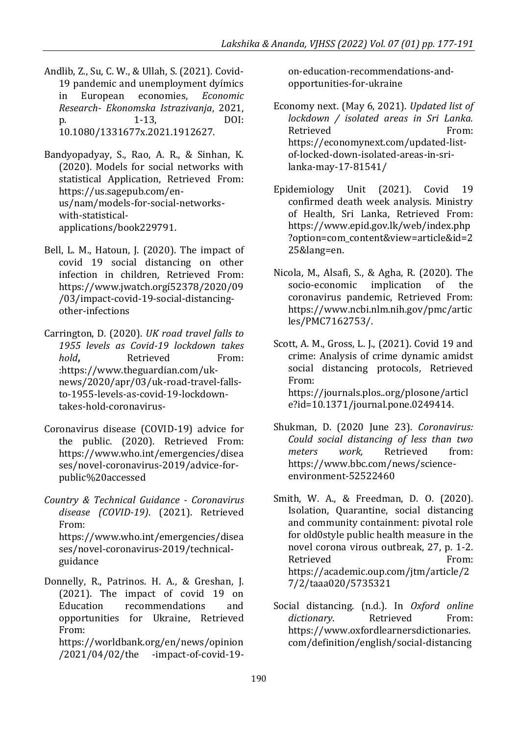Andlib, Z., Su, C. W., & Ullah, S. (2021). Covid-19 pandemic and unemployment dyímics in European economies, *Economic Research- Ekonomska Istrazivanja*, 2021, p. 1-13, DOI: 10.1080/1331677x.2021.1912627.

Bandyopadyay, S., Rao, A. R., & Sinhan, K. (2020). Models for social networks with statistical Application, Retrieved From: https://us.sagepub.com/en-us/nam/models-for-social-networks-with-statistical-applications/book229791.

Bell, L. M., Hatoun, J. (2020). The impact of covid 19 social distancing on other infection in children, Retrieved From: https://www.jwatch.orgí52378/2020/09/03/impact-covid-19-social-distancing-other-infections

Carrington, D. (2020). *UK road travel falls to 1955 levels as Covid-19 lockdown takes hold***,** Retrieved From: :https://www.theguardian.com/uk-news/2020/apr/03/uk-road-travel-falls-to-1955-levels-as-covid-19-lockdown-takes-hold-coronavirus-

Coronavirus disease (COVID-19) advice for the public. (2020). Retrieved From: https://www.who.int/emergencies/diseases/novel-coronavirus-2019/advice-for-public%20accessed

*Country & Technical Guidance - Coronavirus disease (COVID-19)*. (2021). Retrieved From: https://www.who.int/emergencies/diseases/novel-coronavirus-2019/technical-guidance

Donnelly, R., Patrinos. H. A., & Greshan, J. (2021). The impact of covid 19 on Education recommendations and opportunities for Ukraine, Retrieved From: https://worldbank.org/en/news/opinion/2021/04/02/the -impact-of-covid-19-on-education-recommendations-and-opportunities-for-ukraine

Economy next. (May 6, 2021). *Updated list of lockdown / isolated areas in Sri Lanka.* Retrieved From: https://economynext.com/updated-list-of-locked-down-isolated-areas-in-sri-lanka-may-17-81541/

Epidemiology Unit (2021). Covid 19 confirmed death week analysis. Ministry of Health, Sri Lanka, Retrieved From: https://www.epid.gov.lk/web/index.php?option=com_content&view=article&id=225&lang=en.

Nicola, M., Alsafi, S., & Agha, R. (2020). The socio-economic implication of the coronavirus pandemic, Retrieved From: https://www.ncbi.nlm.nih.gov/pmc/articles/PMC7162753/.

Scott, A. M., Gross, L. J., (2021). Covid 19 and crime: Analysis of crime dynamic amidst social distancing protocols, Retrieved From: https://journals.plos..org/plosone/article?id=10.1371/journal.pone.0249414.

Shukman, D. (2020 June 23). *Coronavirus: Could social distancing of less than two meters work,* Retrieved from: https://www.bbc.com/news/science-environment-52522460

Smith, W. A., & Freedman, D. O. (2020). Isolation, Quarantine, social distancing and community containment: pivotal role for old0style public health measure in the novel corona virous outbreak, 27, p. 1-2. Retrieved From: https://academic.oup.com/jtm/article/27/2/taaa020/5735321

Social distancing. (n.d.). In *Oxford online dictionary*. Retrieved From: https://www.oxfordlearnersdictionaries.com/definition/english/social-distancing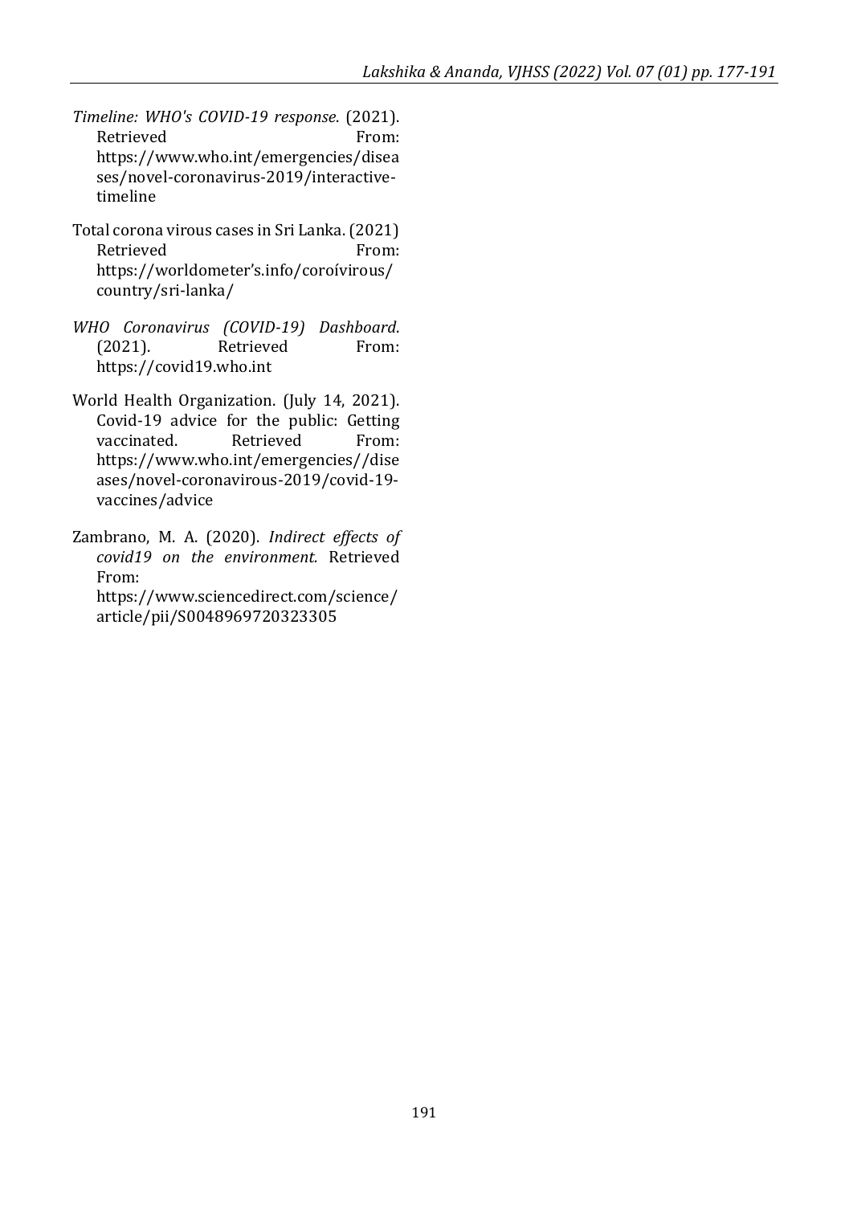*Timeline: WHO's COVID-19 response*. (2021). Retrieved From: https://www.who.int/emergencies/diseases/novel-coronavirus-2019/interactive-timeline

Total corona virous cases in Sri Lanka. (2021) Retrieved From: https://worldometer's.info/coroívirous/country/sri-lanka/

*WHO Coronavirus (COVID-19) Dashboard*. (2021). Retrieved From: https://covid19.who.int

World Health Organization. (July 14, 2021). Covid-19 advice for the public: Getting vaccinated. Retrieved From: https://www.who.int/emergencies//diseases/novel-coronavirous-2019/covid-19-vaccines/advice

Zambrano, M. A. (2020). *Indirect effects of covid19 on the environment.* Retrieved From: https://www.sciencedirect.com/science/article/pii/S0048969720323305